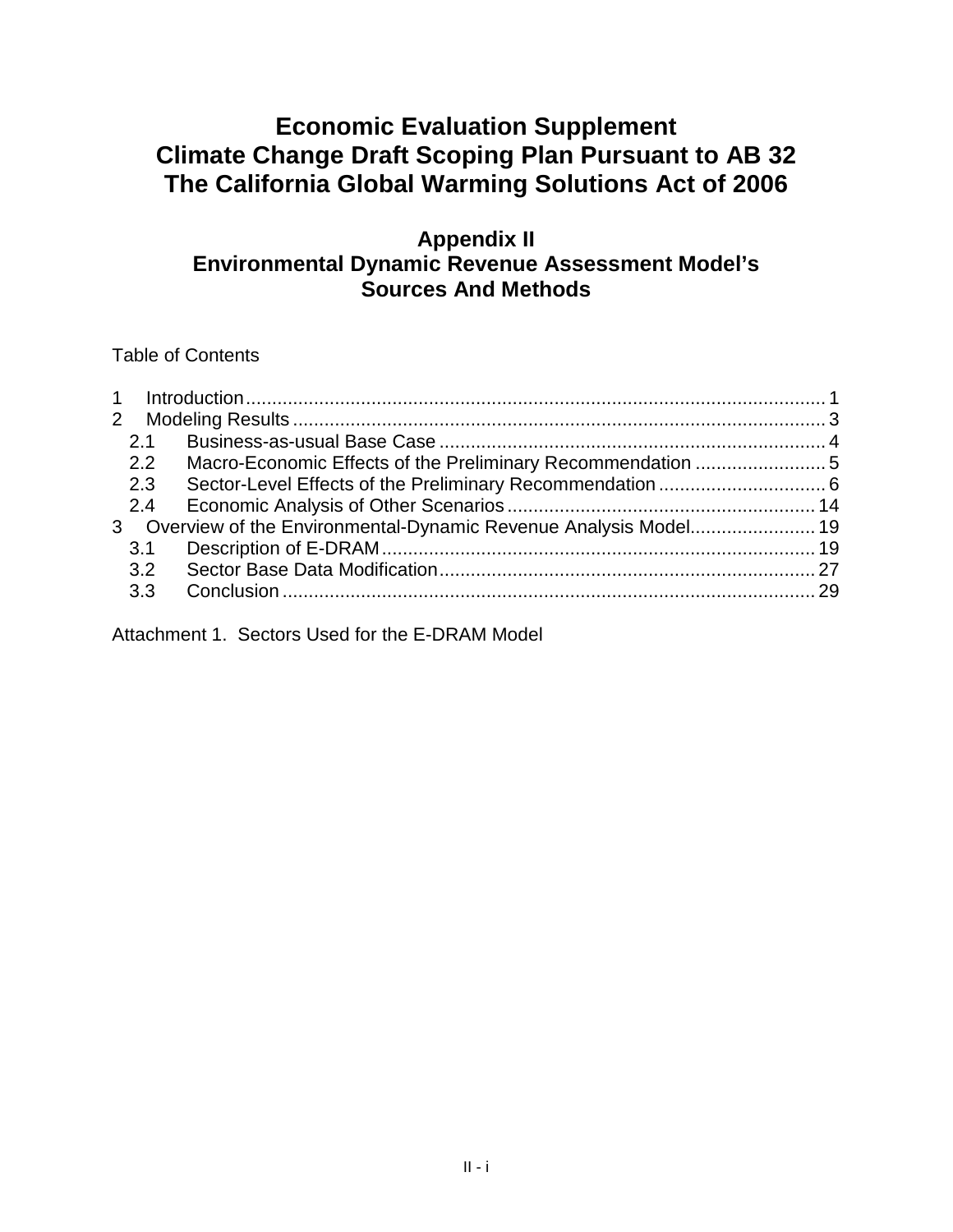# Economic Evaluation Supplement
# Climate Change Draft Scoping Plan Pursuant to AB 32
# The California Global Warming Solutions Act of 2006

## Appendix II
## Environmental Dynamic Revenue Assessment Model's Sources And Methods

Table of Contents

1 Introduction ........................................................................................................ 1
2 Modeling Results ................................................................................................ 3
  2.1 Business-as-usual Base Case ....................................................................... 4
  2.2 Macro-Economic Effects of the Preliminary Recommendation ......................... 5
  2.3 Sector-Level Effects of the Preliminary Recommendation ................................ 6
  2.4 Economic Analysis of Other Scenarios ........................................................ 14
3 Overview of the Environmental-Dynamic Revenue Analysis Model........................ 19
  3.1 Description of E-DRAM ................................................................................ 19
  3.2 Sector Base Data Modification ..................................................................... 27
  3.3 Conclusion .................................................................................................. 29

Attachment 1. Sectors Used for the E-DRAM Model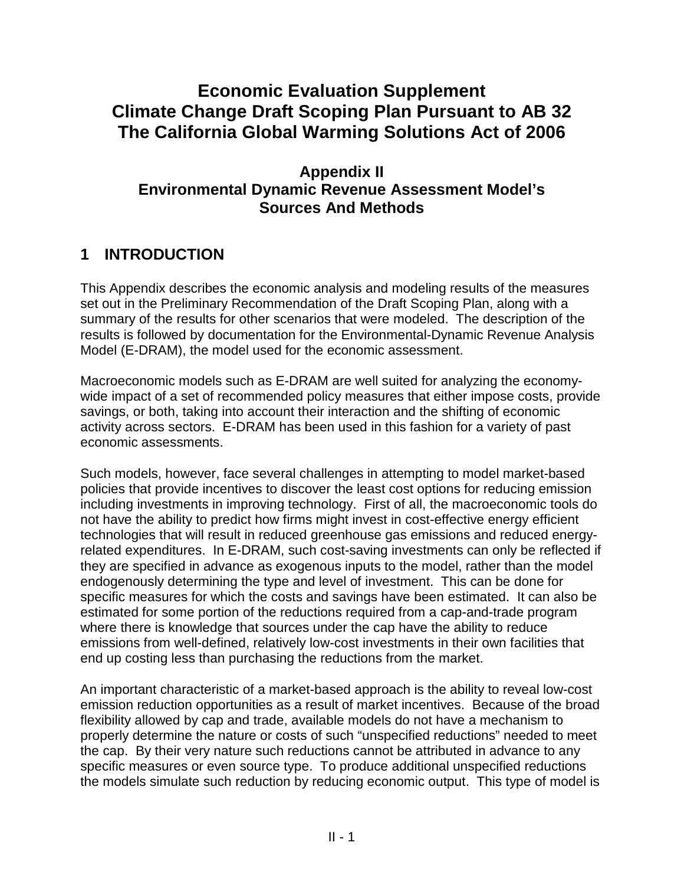# Economic Evaluation Supplement
# Climate Change Draft Scoping Plan Pursuant to AB 32
# The California Global Warming Solutions Act of 2006

### Appendix II
### Environmental Dynamic Revenue Assessment Model's Sources And Methods

## 1 INTRODUCTION

This Appendix describes the economic analysis and modeling results of the measures set out in the Preliminary Recommendation of the Draft Scoping Plan, along with a summary of the results for other scenarios that were modeled. The description of the results is followed by documentation for the Environmental-Dynamic Revenue Analysis Model (E-DRAM), the model used for the economic assessment.

Macroeconomic models such as E-DRAM are well suited for analyzing the economy-wide impact of a set of recommended policy measures that either impose costs, provide savings, or both, taking into account their interaction and the shifting of economic activity across sectors. E-DRAM has been used in this fashion for a variety of past economic assessments.

Such models, however, face several challenges in attempting to model market-based policies that provide incentives to discover the least cost options for reducing emission including investments in improving technology. First of all, the macroeconomic tools do not have the ability to predict how firms might invest in cost-effective energy efficient technologies that will result in reduced greenhouse gas emissions and reduced energy-related expenditures. In E-DRAM, such cost-saving investments can only be reflected if they are specified in advance as exogenous inputs to the model, rather than the model endogenously determining the type and level of investment. This can be done for specific measures for which the costs and savings have been estimated. It can also be estimated for some portion of the reductions required from a cap-and-trade program where there is knowledge that sources under the cap have the ability to reduce emissions from well-defined, relatively low-cost investments in their own facilities that end up costing less than purchasing the reductions from the market.

An important characteristic of a market-based approach is the ability to reveal low-cost emission reduction opportunities as a result of market incentives. Because of the broad flexibility allowed by cap and trade, available models do not have a mechanism to properly determine the nature or costs of such "unspecified reductions" needed to meet the cap. By their very nature such reductions cannot be attributed in advance to any specific measures or even source type. To produce additional unspecified reductions the models simulate such reduction by reducing economic output. This type of model is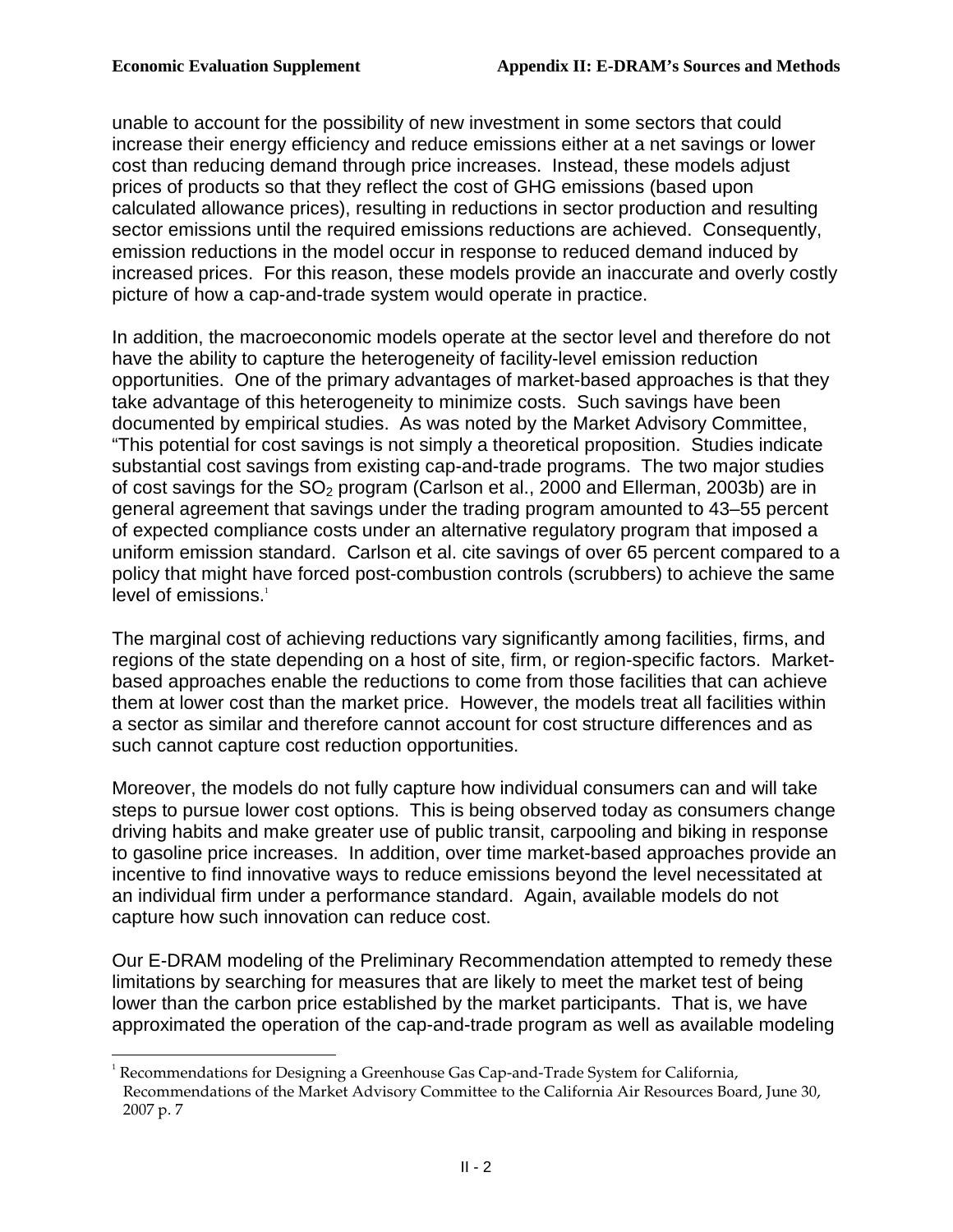unable to account for the possibility of new investment in some sectors that could increase their energy efficiency and reduce emissions either at a net savings or lower cost than reducing demand through price increases. Instead, these models adjust prices of products so that they reflect the cost of GHG emissions (based upon calculated allowance prices), resulting in reductions in sector production and resulting sector emissions until the required emissions reductions are achieved. Consequently, emission reductions in the model occur in response to reduced demand induced by increased prices. For this reason, these models provide an inaccurate and overly costly picture of how a cap-and-trade system would operate in practice.

In addition, the macroeconomic models operate at the sector level and therefore do not have the ability to capture the heterogeneity of facility-level emission reduction opportunities. One of the primary advantages of market-based approaches is that they take advantage of this heterogeneity to minimize costs. Such savings have been documented by empirical studies. As was noted by the Market Advisory Committee, "This potential for cost savings is not simply a theoretical proposition. Studies indicate substantial cost savings from existing cap-and-trade programs. The two major studies of cost savings for the $SO_2$ program (Carlson et al., 2000 and Ellerman, 2003b) are in general agreement that savings under the trading program amounted to 43–55 percent of expected compliance costs under an alternative regulatory program that imposed a uniform emission standard. Carlson et al. cite savings of over 65 percent compared to a policy that might have forced post-combustion controls (scrubbers) to achieve the same level of emissions.[1]

The marginal cost of achieving reductions vary significantly among facilities, firms, and regions of the state depending on a host of site, firm, or region-specific factors. Market-based approaches enable the reductions to come from those facilities that can achieve them at lower cost than the market price. However, the models treat all facilities within a sector as similar and therefore cannot account for cost structure differences and as such cannot capture cost reduction opportunities.

Moreover, the models do not fully capture how individual consumers can and will take steps to pursue lower cost options. This is being observed today as consumers change driving habits and make greater use of public transit, carpooling and biking in response to gasoline price increases. In addition, over time market-based approaches provide an incentive to find innovative ways to reduce emissions beyond the level necessitated at an individual firm under a performance standard. Again, available models do not capture how such innovation can reduce cost.

Our E-DRAM modeling of the Preliminary Recommendation attempted to remedy these limitations by searching for measures that are likely to meet the market test of being lower than the carbon price established by the market participants. That is, we have approximated the operation of the cap-and-trade program as well as available modeling

---

[1] Recommendations for Designing a Greenhouse Gas Cap-and-Trade System for California, Recommendations of the Market Advisory Committee to the California Air Resources Board, June 30, 2007 p. 7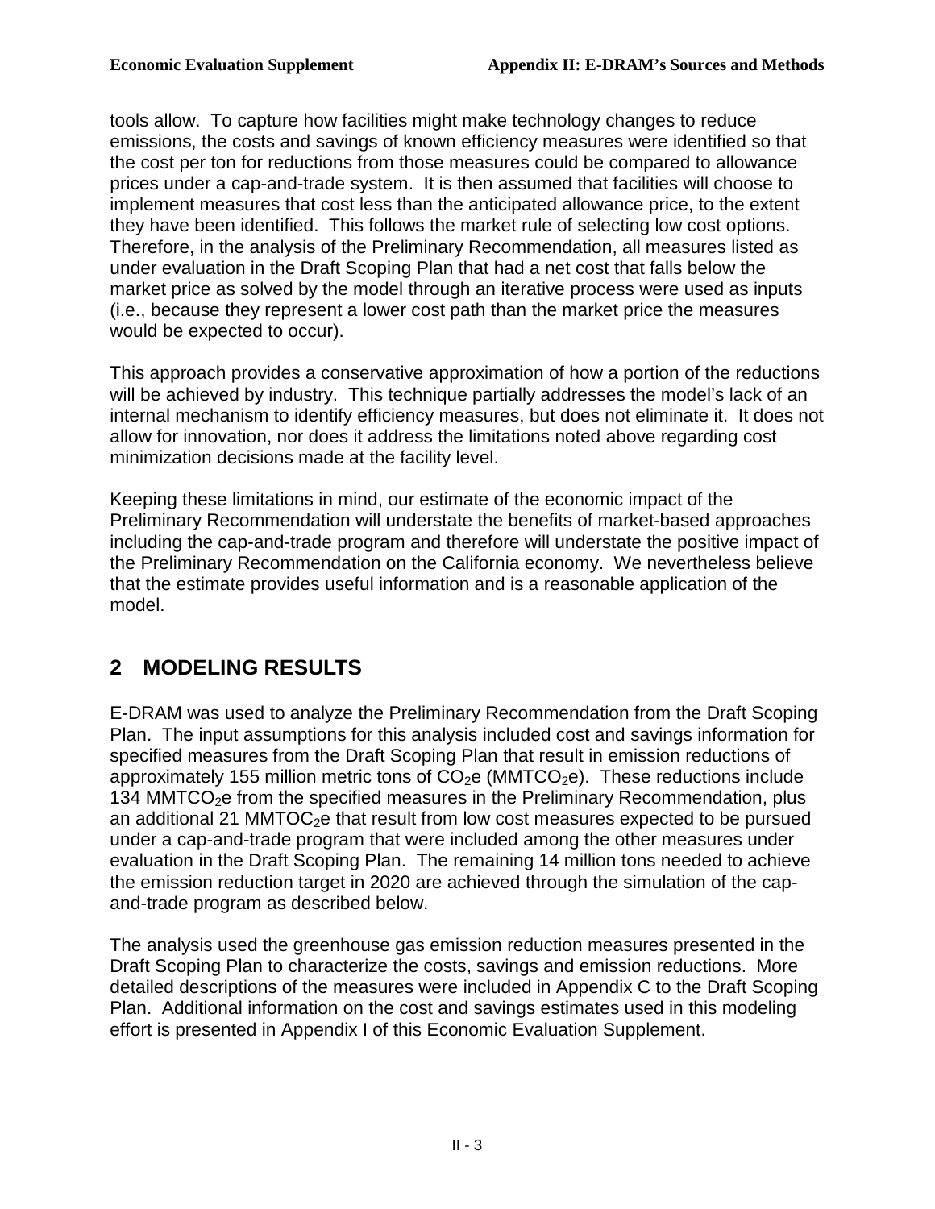tools allow. To capture how facilities might make technology changes to reduce emissions, the costs and savings of known efficiency measures were identified so that the cost per ton for reductions from those measures could be compared to allowance prices under a cap-and-trade system. It is then assumed that facilities will choose to implement measures that cost less than the anticipated allowance price, to the extent they have been identified. This follows the market rule of selecting low cost options. Therefore, in the analysis of the Preliminary Recommendation, all measures listed as under evaluation in the Draft Scoping Plan that had a net cost that falls below the market price as solved by the model through an iterative process were used as inputs (i.e., because they represent a lower cost path than the market price the measures would be expected to occur).

This approach provides a conservative approximation of how a portion of the reductions will be achieved by industry. This technique partially addresses the model's lack of an internal mechanism to identify efficiency measures, but does not eliminate it. It does not allow for innovation, nor does it address the limitations noted above regarding cost minimization decisions made at the facility level.

Keeping these limitations in mind, our estimate of the economic impact of the Preliminary Recommendation will understate the benefits of market-based approaches including the cap-and-trade program and therefore will understate the positive impact of the Preliminary Recommendation on the California economy. We nevertheless believe that the estimate provides useful information and is a reasonable application of the model.

## 2 MODELING RESULTS

E-DRAM was used to analyze the Preliminary Recommendation from the Draft Scoping Plan. The input assumptions for this analysis included cost and savings information for specified measures from the Draft Scoping Plan that result in emission reductions of approximately 155 million metric tons of $CO_2e$ ($MMTCO_2e$). These reductions include 134 $MMTCO_2e$ from the specified measures in the Preliminary Recommendation, plus an additional 21 $MMTOC_2e$ that result from low cost measures expected to be pursued under a cap-and-trade program that were included among the other measures under evaluation in the Draft Scoping Plan. The remaining 14 million tons needed to achieve the emission reduction target in 2020 are achieved through the simulation of the cap-and-trade program as described below.

The analysis used the greenhouse gas emission reduction measures presented in the Draft Scoping Plan to characterize the costs, savings and emission reductions. More detailed descriptions of the measures were included in Appendix C to the Draft Scoping Plan. Additional information on the cost and savings estimates used in this modeling effort is presented in Appendix I of this Economic Evaluation Supplement.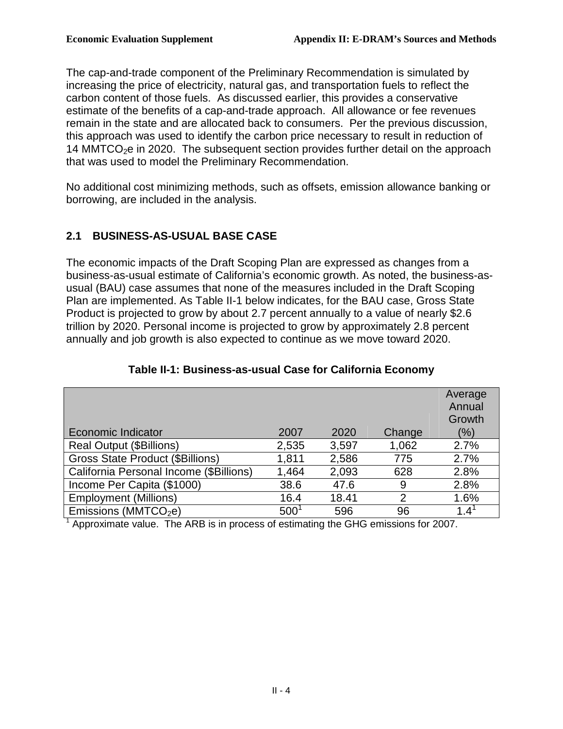The cap-and-trade component of the Preliminary Recommendation is simulated by increasing the price of electricity, natural gas, and transportation fuels to reflect the carbon content of those fuels. As discussed earlier, this provides a conservative estimate of the benefits of a cap-and-trade approach. All allowance or fee revenues remain in the state and are allocated back to consumers. Per the previous discussion, this approach was used to identify the carbon price necessary to result in reduction of 14 $MMTCO_2e$ in 2020. The subsequent section provides further detail on the approach that was used to model the Preliminary Recommendation.

No additional cost minimizing methods, such as offsets, emission allowance banking or borrowing, are included in the analysis.

## 2.1 BUSINESS-AS-USUAL BASE CASE

The economic impacts of the Draft Scoping Plan are expressed as changes from a business-as-usual estimate of California's economic growth. As noted, the business-as-usual (BAU) case assumes that none of the measures included in the Draft Scoping Plan are implemented. As Table II-1 below indicates, for the BAU case, Gross State Product is projected to grow by about 2.7 percent annually to a value of nearly $2.6 trillion by 2020. Personal income is projected to grow by approximately 2.8 percent annually and job growth is also expected to continue as we move toward 2020.

**Table II-1: Business-as-usual Case for California Economy**

| Economic Indicator | 2007 | 2020 | Change | Average Annual Growth (%) |
|---|---|---|---|---|
| Real Output ($Billions) | 2,535 | 3,597 | 1,062 | 2.7% |
| Gross State Product ($Billions) | 1,811 | 2,586 | 775 | 2.7% |
| California Personal Income ($Billions) | 1,464 | 2,093 | 628 | 2.8% |
| Income Per Capita ($1000) | 38.6 | 47.6 | 9 | 2.8% |
| Employment (Millions) | 16.4 | 18.41 | 2 | 1.6% |
| Emissions ($MMTCO_2e$) | 500[1] | 596 | 96 | 1.4[1] |

[1] Approximate value. The ARB is in process of estimating the GHG emissions for 2007.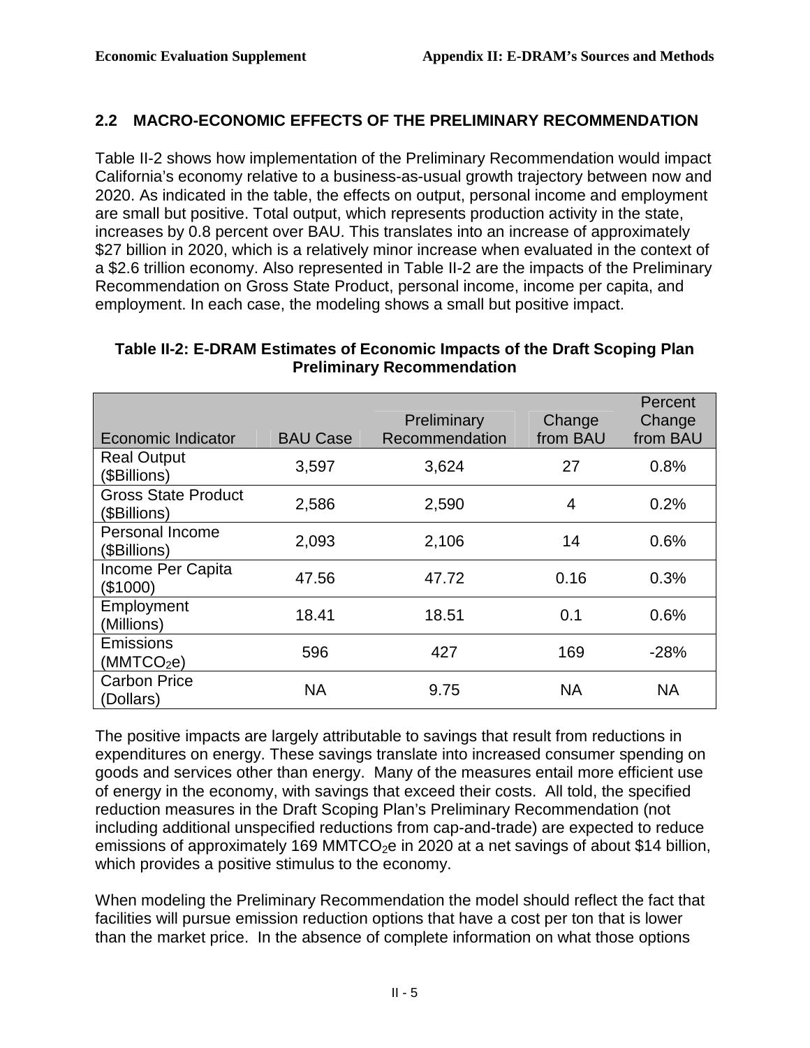## 2.2 MACRO-ECONOMIC EFFECTS OF THE PRELIMINARY RECOMMENDATION

Table II-2 shows how implementation of the Preliminary Recommendation would impact California's economy relative to a business-as-usual growth trajectory between now and 2020. As indicated in the table, the effects on output, personal income and employment are small but positive. Total output, which represents production activity in the state, increases by 0.8 percent over BAU. This translates into an increase of approximately $27 billion in 2020, which is a relatively minor increase when evaluated in the context of a $2.6 trillion economy. Also represented in Table II-2 are the impacts of the Preliminary Recommendation on Gross State Product, personal income, income per capita, and employment. In each case, the modeling shows a small but positive impact.

**Table II-2: E-DRAM Estimates of Economic Impacts of the Draft Scoping Plan Preliminary Recommendation**

| Economic Indicator | BAU Case | Preliminary Recommendation | Change from BAU | Percent Change from BAU |
|---|---|---|---|---|
| Real Output ($Billions) | 3,597 | 3,624 | 27 | 0.8% |
| Gross State Product ($Billions) | 2,586 | 2,590 | 4 | 0.2% |
| Personal Income ($Billions) | 2,093 | 2,106 | 14 | 0.6% |
| Income Per Capita ($1000) | 47.56 | 47.72 | 0.16 | 0.3% |
| Employment (Millions) | 18.41 | 18.51 | 0.1 | 0.6% |
| Emissions ($MMTCO_2e$) | 596 | 427 | 169 | -28% |
| Carbon Price (Dollars) | NA | 9.75 | NA | NA |

The positive impacts are largely attributable to savings that result from reductions in expenditures on energy. These savings translate into increased consumer spending on goods and services other than energy. Many of the measures entail more efficient use of energy in the economy, with savings that exceed their costs. All told, the specified reduction measures in the Draft Scoping Plan's Preliminary Recommendation (not including additional unspecified reductions from cap-and-trade) are expected to reduce emissions of approximately 169 $MMTCO_2e$ in 2020 at a net savings of about $14 billion, which provides a positive stimulus to the economy.

When modeling the Preliminary Recommendation the model should reflect the fact that facilities will pursue emission reduction options that have a cost per ton that is lower than the market price. In the absence of complete information on what those options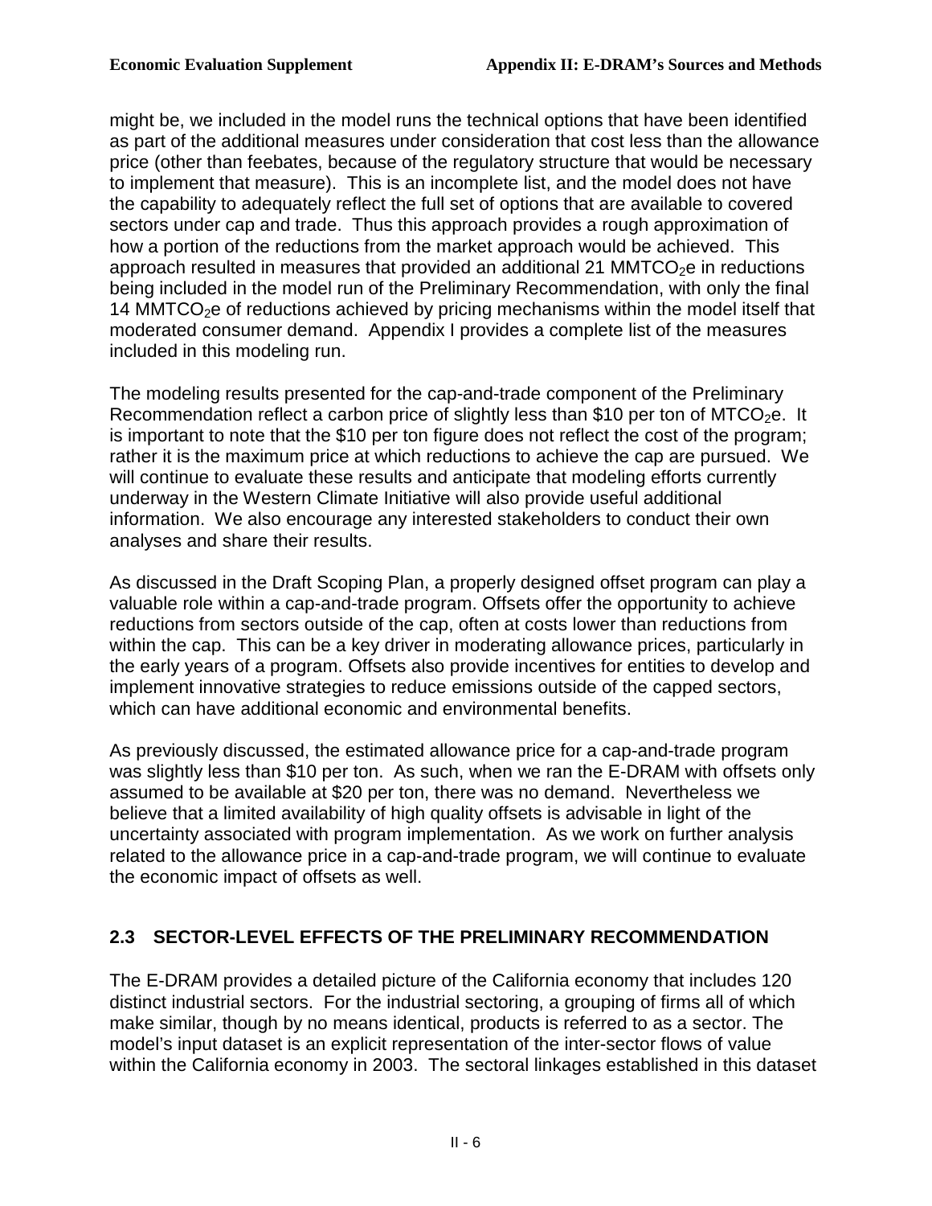might be, we included in the model runs the technical options that have been identified as part of the additional measures under consideration that cost less than the allowance price (other than feebates, because of the regulatory structure that would be necessary to implement that measure). This is an incomplete list, and the model does not have the capability to adequately reflect the full set of options that are available to covered sectors under cap and trade. Thus this approach provides a rough approximation of how a portion of the reductions from the market approach would be achieved. This approach resulted in measures that provided an additional 21 $MMTCO_2e$ in reductions being included in the model run of the Preliminary Recommendation, with only the final 14 $MMTCO_2e$ of reductions achieved by pricing mechanisms within the model itself that moderated consumer demand. Appendix I provides a complete list of the measures included in this modeling run.

The modeling results presented for the cap-and-trade component of the Preliminary Recommendation reflect a carbon price of slightly less than \$10 per ton of $MTCO_2e$. It is important to note that the \$10 per ton figure does not reflect the cost of the program; rather it is the maximum price at which reductions to achieve the cap are pursued. We will continue to evaluate these results and anticipate that modeling efforts currently underway in the Western Climate Initiative will also provide useful additional information. We also encourage any interested stakeholders to conduct their own analyses and share their results.

As discussed in the Draft Scoping Plan, a properly designed offset program can play a valuable role within a cap-and-trade program. Offsets offer the opportunity to achieve reductions from sectors outside of the cap, often at costs lower than reductions from within the cap. This can be a key driver in moderating allowance prices, particularly in the early years of a program. Offsets also provide incentives for entities to develop and implement innovative strategies to reduce emissions outside of the capped sectors, which can have additional economic and environmental benefits.

As previously discussed, the estimated allowance price for a cap-and-trade program was slightly less than \$10 per ton. As such, when we ran the E-DRAM with offsets only assumed to be available at \$20 per ton, there was no demand. Nevertheless we believe that a limited availability of high quality offsets is advisable in light of the uncertainty associated with program implementation. As we work on further analysis related to the allowance price in a cap-and-trade program, we will continue to evaluate the economic impact of offsets as well.

## 2.3 SECTOR-LEVEL EFFECTS OF THE PRELIMINARY RECOMMENDATION

The E-DRAM provides a detailed picture of the California economy that includes 120 distinct industrial sectors. For the industrial sectoring, a grouping of firms all of which make similar, though by no means identical, products is referred to as a sector. The model's input dataset is an explicit representation of the inter-sector flows of value within the California economy in 2003. The sectoral linkages established in this dataset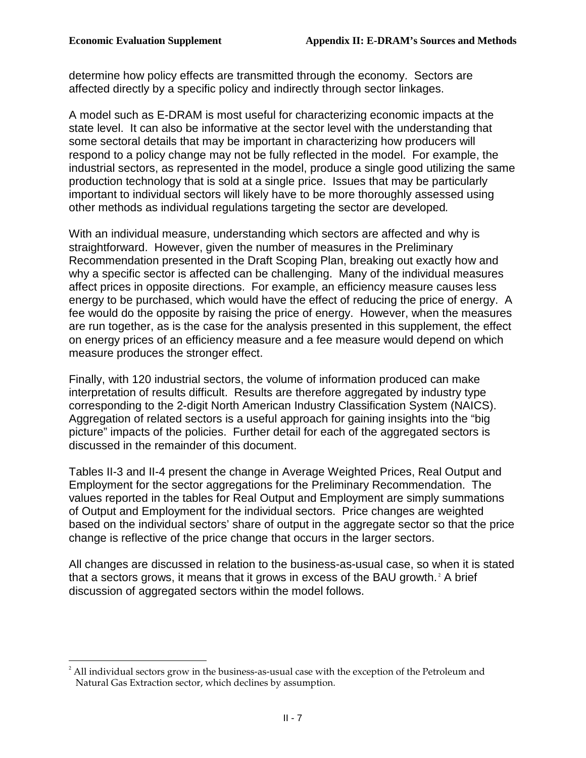determine how policy effects are transmitted through the economy. Sectors are affected directly by a specific policy and indirectly through sector linkages.

A model such as E-DRAM is most useful for characterizing economic impacts at the state level. It can also be informative at the sector level with the understanding that some sectoral details that may be important in characterizing how producers will respond to a policy change may not be fully reflected in the model. For example, the industrial sectors, as represented in the model, produce a single good utilizing the same production technology that is sold at a single price. Issues that may be particularly important to individual sectors will likely have to be more thoroughly assessed using other methods as individual regulations targeting the sector are developed.

With an individual measure, understanding which sectors are affected and why is straightforward. However, given the number of measures in the Preliminary Recommendation presented in the Draft Scoping Plan, breaking out exactly how and why a specific sector is affected can be challenging. Many of the individual measures affect prices in opposite directions. For example, an efficiency measure causes less energy to be purchased, which would have the effect of reducing the price of energy. A fee would do the opposite by raising the price of energy. However, when the measures are run together, as is the case for the analysis presented in this supplement, the effect on energy prices of an efficiency measure and a fee measure would depend on which measure produces the stronger effect.

Finally, with 120 industrial sectors, the volume of information produced can make interpretation of results difficult. Results are therefore aggregated by industry type corresponding to the 2-digit North American Industry Classification System (NAICS). Aggregation of related sectors is a useful approach for gaining insights into the "big picture" impacts of the policies. Further detail for each of the aggregated sectors is discussed in the remainder of this document.

Tables II-3 and II-4 present the change in Average Weighted Prices, Real Output and Employment for the sector aggregations for the Preliminary Recommendation. The values reported in the tables for Real Output and Employment are simply summations of Output and Employment for the individual sectors. Price changes are weighted based on the individual sectors' share of output in the aggregate sector so that the price change is reflective of the price change that occurs in the larger sectors.

All changes are discussed in relation to the business-as-usual case, so when it is stated that a sectors grows, it means that it grows in excess of the BAU growth.[2] A brief discussion of aggregated sectors within the model follows.

---

[2] All individual sectors grow in the business-as-usual case with the exception of the Petroleum and Natural Gas Extraction sector, which declines by assumption.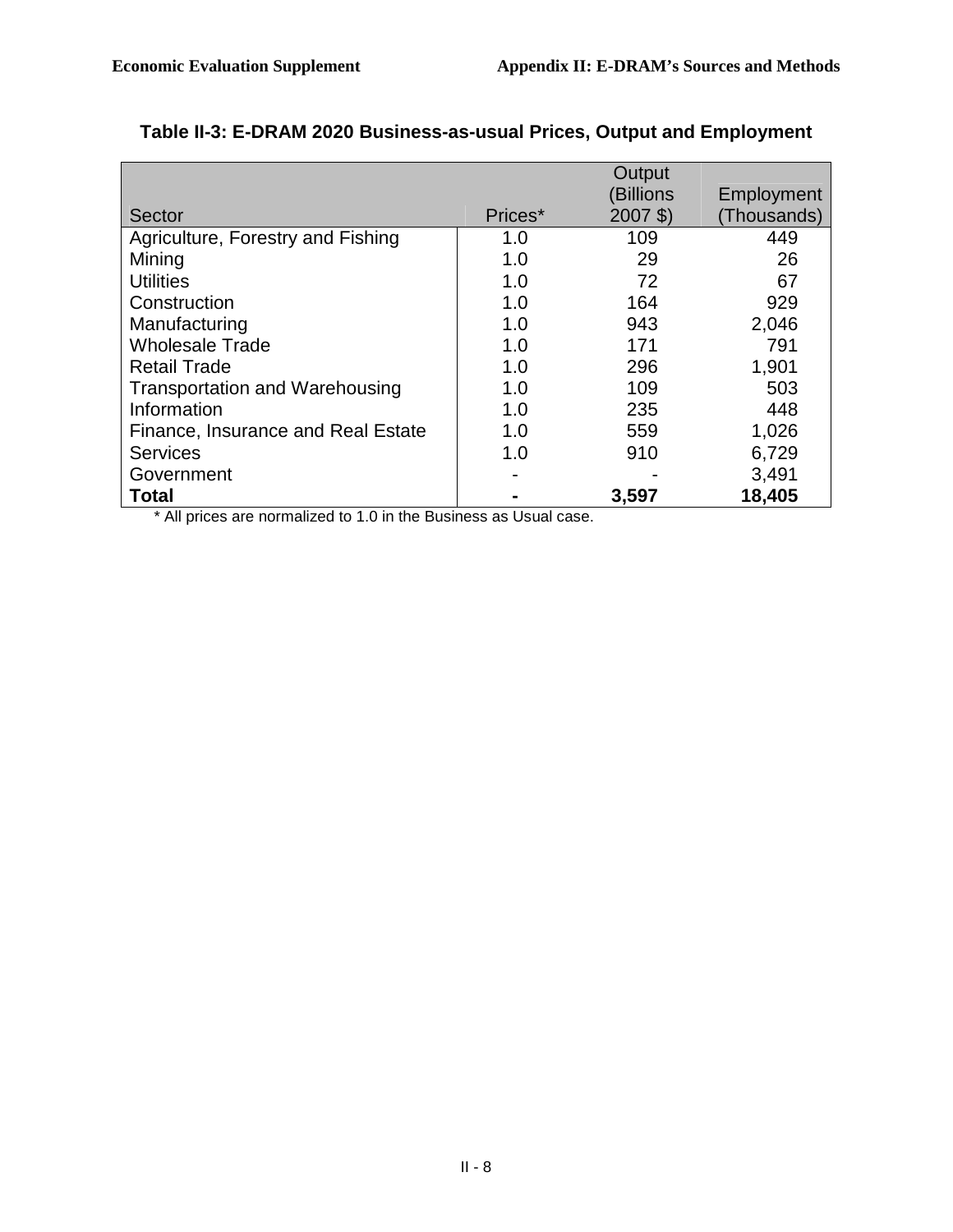## Table II-3: E-DRAM 2020 Business-as-usual Prices, Output and Employment

| Sector | Prices* | Output (Billions 2007 $) | Employment (Thousands) |
|---|---|---|---|
| Agriculture, Forestry and Fishing | 1.0 | 109 | 449 |
| Mining | 1.0 | 29 | 26 |
| Utilities | 1.0 | 72 | 67 |
| Construction | 1.0 | 164 | 929 |
| Manufacturing | 1.0 | 943 | 2,046 |
| Wholesale Trade | 1.0 | 171 | 791 |
| Retail Trade | 1.0 | 296 | 1,901 |
| Transportation and Warehousing | 1.0 | 109 | 503 |
| Information | 1.0 | 235 | 448 |
| Finance, Insurance and Real Estate | 1.0 | 559 | 1,026 |
| Services | 1.0 | 910 | 6,729 |
| Government | - | - | 3,491 |
| **Total** | **-** | **3,597** | **18,405** |

* All prices are normalized to 1.0 in the Business as Usual case.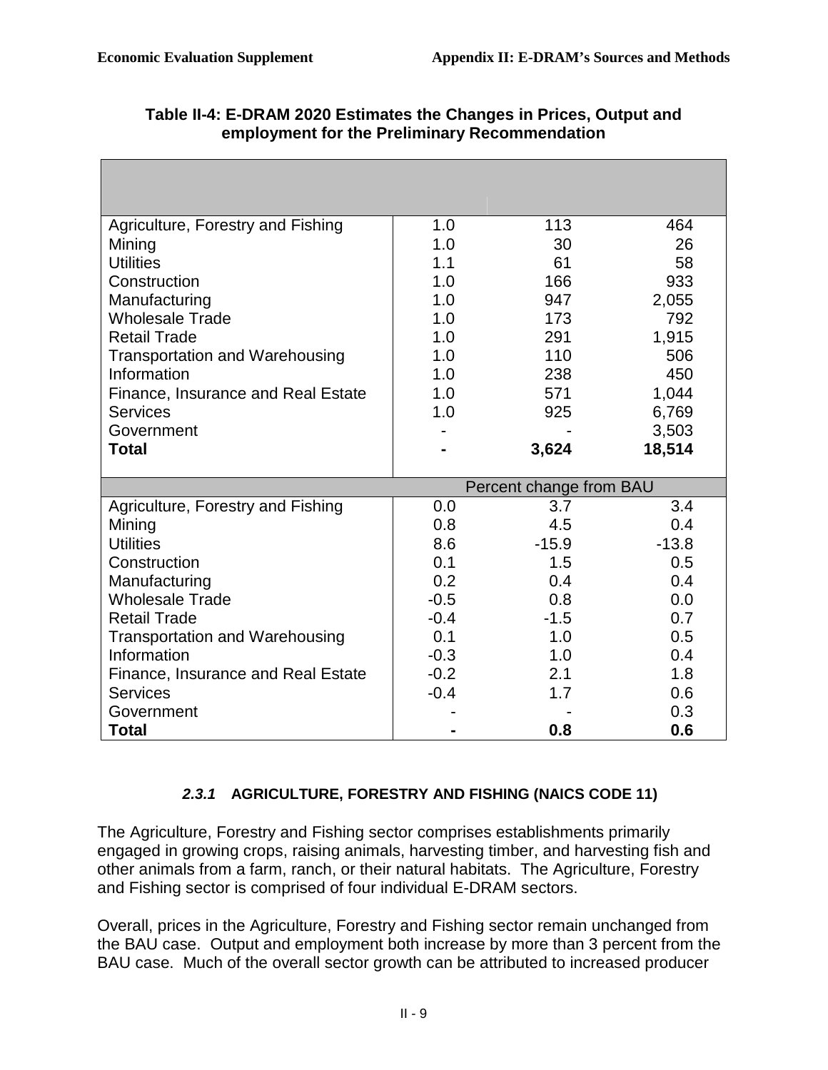**Table II-4: E-DRAM 2020 Estimates the Changes in Prices, Output and employment for the Preliminary Recommendation**

| | | | |
|---|---|---|---|
| Agriculture, Forestry and Fishing | 1.0 | 113 | 464 |
| Mining | 1.0 | 30 | 26 |
| Utilities | 1.1 | 61 | 58 |
| Construction | 1.0 | 166 | 933 |
| Manufacturing | 1.0 | 947 | 2,055 |
| Wholesale Trade | 1.0 | 173 | 792 |
| Retail Trade | 1.0 | 291 | 1,915 |
| Transportation and Warehousing | 1.0 | 110 | 506 |
| Information | 1.0 | 238 | 450 |
| Finance, Insurance and Real Estate | 1.0 | 571 | 1,044 |
| Services | 1.0 | 925 | 6,769 |
| Government | - | - | 3,503 |
| **Total** | **-** | **3,624** | **18,514** |
| | Percent change from BAU | | |
| Agriculture, Forestry and Fishing | 0.0 | 3.7 | 3.4 |
| Mining | 0.8 | 4.5 | 0.4 |
| Utilities | 8.6 | -15.9 | -13.8 |
| Construction | 0.1 | 1.5 | 0.5 |
| Manufacturing | 0.2 | 0.4 | 0.4 |
| Wholesale Trade | -0.5 | 0.8 | 0.0 |
| Retail Trade | -0.4 | -1.5 | 0.7 |
| Transportation and Warehousing | 0.1 | 1.0 | 0.5 |
| Information | -0.3 | 1.0 | 0.4 |
| Finance, Insurance and Real Estate | -0.2 | 2.1 | 1.8 |
| Services | -0.4 | 1.7 | 0.6 |
| Government | - | - | 0.3 |
| **Total** | **-** | **0.8** | **0.6** |

#### *2.3.1* AGRICULTURE, FORESTRY AND FISHING (NAICS CODE 11)

The Agriculture, Forestry and Fishing sector comprises establishments primarily engaged in growing crops, raising animals, harvesting timber, and harvesting fish and other animals from a farm, ranch, or their natural habitats. The Agriculture, Forestry and Fishing sector is comprised of four individual E-DRAM sectors.

Overall, prices in the Agriculture, Forestry and Fishing sector remain unchanged from the BAU case. Output and employment both increase by more than 3 percent from the BAU case. Much of the overall sector growth can be attributed to increased producer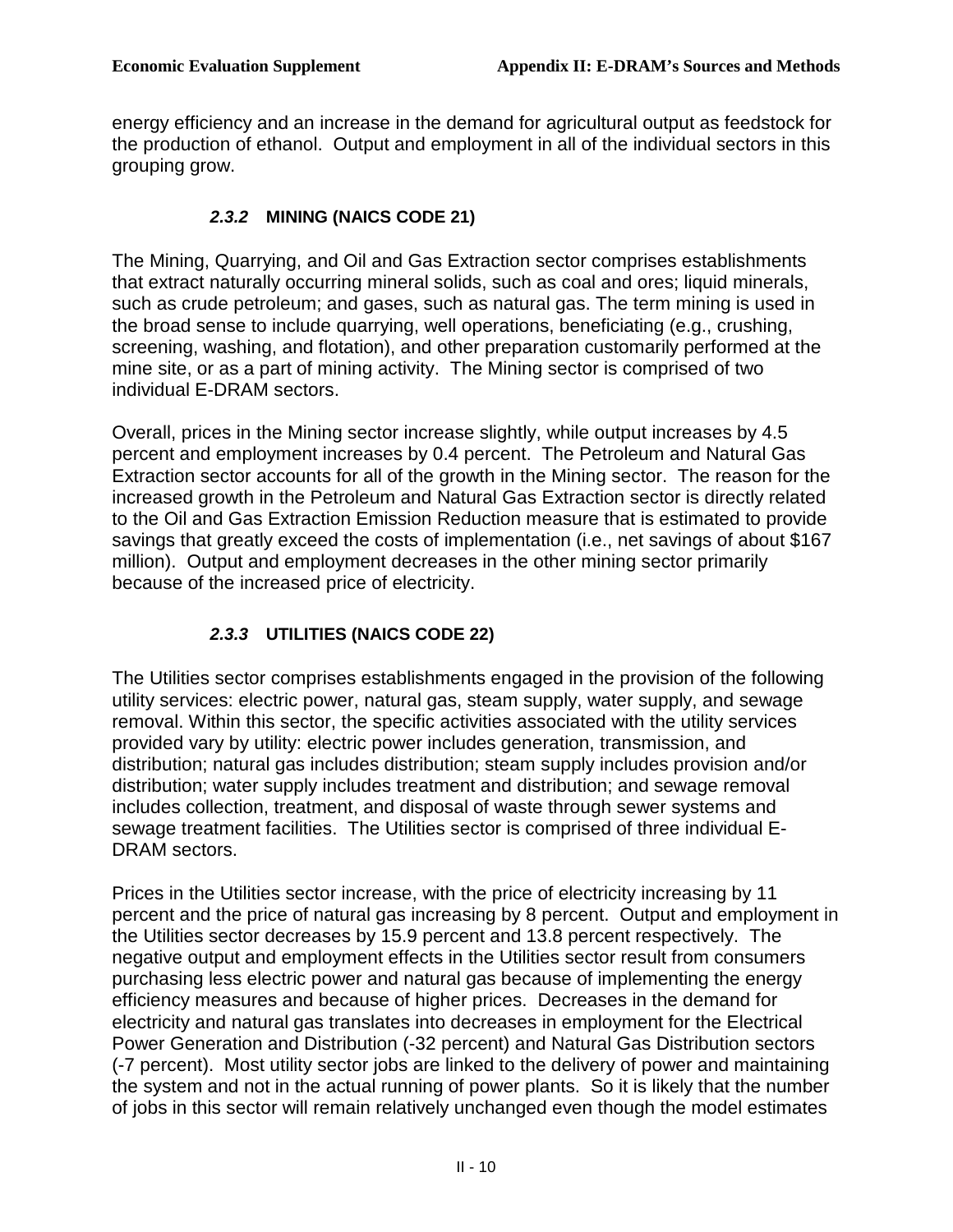energy efficiency and an increase in the demand for agricultural output as feedstock for the production of ethanol. Output and employment in all of the individual sectors in this grouping grow.

### *2.3.2* MINING (NAICS CODE 21)

The Mining, Quarrying, and Oil and Gas Extraction sector comprises establishments that extract naturally occurring mineral solids, such as coal and ores; liquid minerals, such as crude petroleum; and gases, such as natural gas. The term mining is used in the broad sense to include quarrying, well operations, beneficiating (e.g., crushing, screening, washing, and flotation), and other preparation customarily performed at the mine site, or as a part of mining activity. The Mining sector is comprised of two individual E-DRAM sectors.

Overall, prices in the Mining sector increase slightly, while output increases by 4.5 percent and employment increases by 0.4 percent. The Petroleum and Natural Gas Extraction sector accounts for all of the growth in the Mining sector. The reason for the increased growth in the Petroleum and Natural Gas Extraction sector is directly related to the Oil and Gas Extraction Emission Reduction measure that is estimated to provide savings that greatly exceed the costs of implementation (i.e., net savings of about $167 million). Output and employment decreases in the other mining sector primarily because of the increased price of electricity.

### *2.3.3* UTILITIES (NAICS CODE 22)

The Utilities sector comprises establishments engaged in the provision of the following utility services: electric power, natural gas, steam supply, water supply, and sewage removal. Within this sector, the specific activities associated with the utility services provided vary by utility: electric power includes generation, transmission, and distribution; natural gas includes distribution; steam supply includes provision and/or distribution; water supply includes treatment and distribution; and sewage removal includes collection, treatment, and disposal of waste through sewer systems and sewage treatment facilities. The Utilities sector is comprised of three individual E-DRAM sectors.

Prices in the Utilities sector increase, with the price of electricity increasing by 11 percent and the price of natural gas increasing by 8 percent. Output and employment in the Utilities sector decreases by 15.9 percent and 13.8 percent respectively. The negative output and employment effects in the Utilities sector result from consumers purchasing less electric power and natural gas because of implementing the energy efficiency measures and because of higher prices. Decreases in the demand for electricity and natural gas translates into decreases in employment for the Electrical Power Generation and Distribution (-32 percent) and Natural Gas Distribution sectors (-7 percent). Most utility sector jobs are linked to the delivery of power and maintaining the system and not in the actual running of power plants. So it is likely that the number of jobs in this sector will remain relatively unchanged even though the model estimates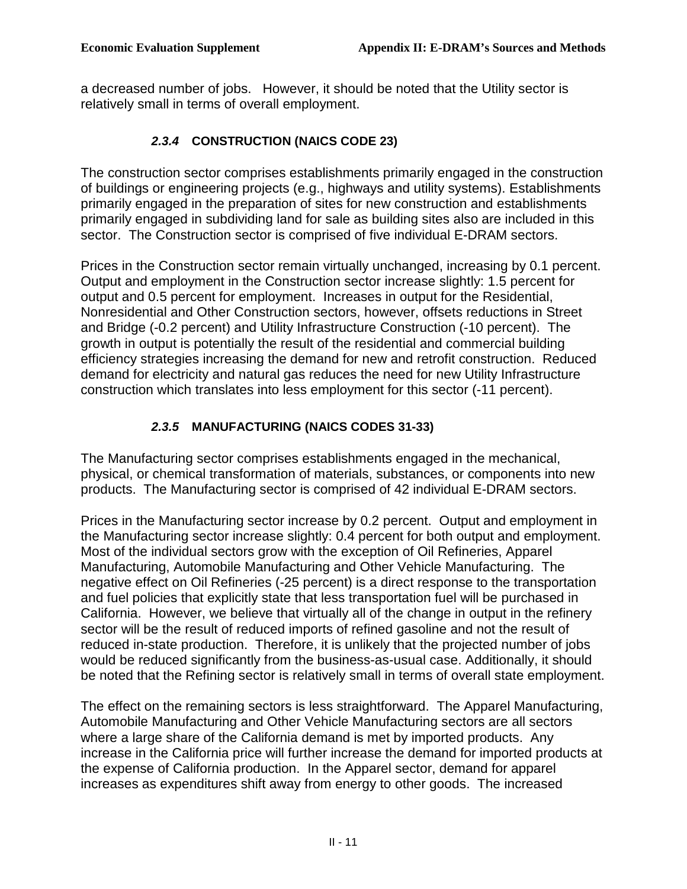a decreased number of jobs. However, it should be noted that the Utility sector is relatively small in terms of overall employment.

### *2.3.4* CONSTRUCTION (NAICS CODE 23)

The construction sector comprises establishments primarily engaged in the construction of buildings or engineering projects (e.g., highways and utility systems). Establishments primarily engaged in the preparation of sites for new construction and establishments primarily engaged in subdividing land for sale as building sites also are included in this sector. The Construction sector is comprised of five individual E-DRAM sectors.

Prices in the Construction sector remain virtually unchanged, increasing by 0.1 percent. Output and employment in the Construction sector increase slightly: 1.5 percent for output and 0.5 percent for employment. Increases in output for the Residential, Nonresidential and Other Construction sectors, however, offsets reductions in Street and Bridge (-0.2 percent) and Utility Infrastructure Construction (-10 percent). The growth in output is potentially the result of the residential and commercial building efficiency strategies increasing the demand for new and retrofit construction. Reduced demand for electricity and natural gas reduces the need for new Utility Infrastructure construction which translates into less employment for this sector (-11 percent).

### *2.3.5* MANUFACTURING (NAICS CODES 31-33)

The Manufacturing sector comprises establishments engaged in the mechanical, physical, or chemical transformation of materials, substances, or components into new products. The Manufacturing sector is comprised of 42 individual E-DRAM sectors.

Prices in the Manufacturing sector increase by 0.2 percent. Output and employment in the Manufacturing sector increase slightly: 0.4 percent for both output and employment. Most of the individual sectors grow with the exception of Oil Refineries, Apparel Manufacturing, Automobile Manufacturing and Other Vehicle Manufacturing. The negative effect on Oil Refineries (-25 percent) is a direct response to the transportation and fuel policies that explicitly state that less transportation fuel will be purchased in California. However, we believe that virtually all of the change in output in the refinery sector will be the result of reduced imports of refined gasoline and not the result of reduced in-state production. Therefore, it is unlikely that the projected number of jobs would be reduced significantly from the business-as-usual case. Additionally, it should be noted that the Refining sector is relatively small in terms of overall state employment.

The effect on the remaining sectors is less straightforward. The Apparel Manufacturing, Automobile Manufacturing and Other Vehicle Manufacturing sectors are all sectors where a large share of the California demand is met by imported products. Any increase in the California price will further increase the demand for imported products at the expense of California production. In the Apparel sector, demand for apparel increases as expenditures shift away from energy to other goods. The increased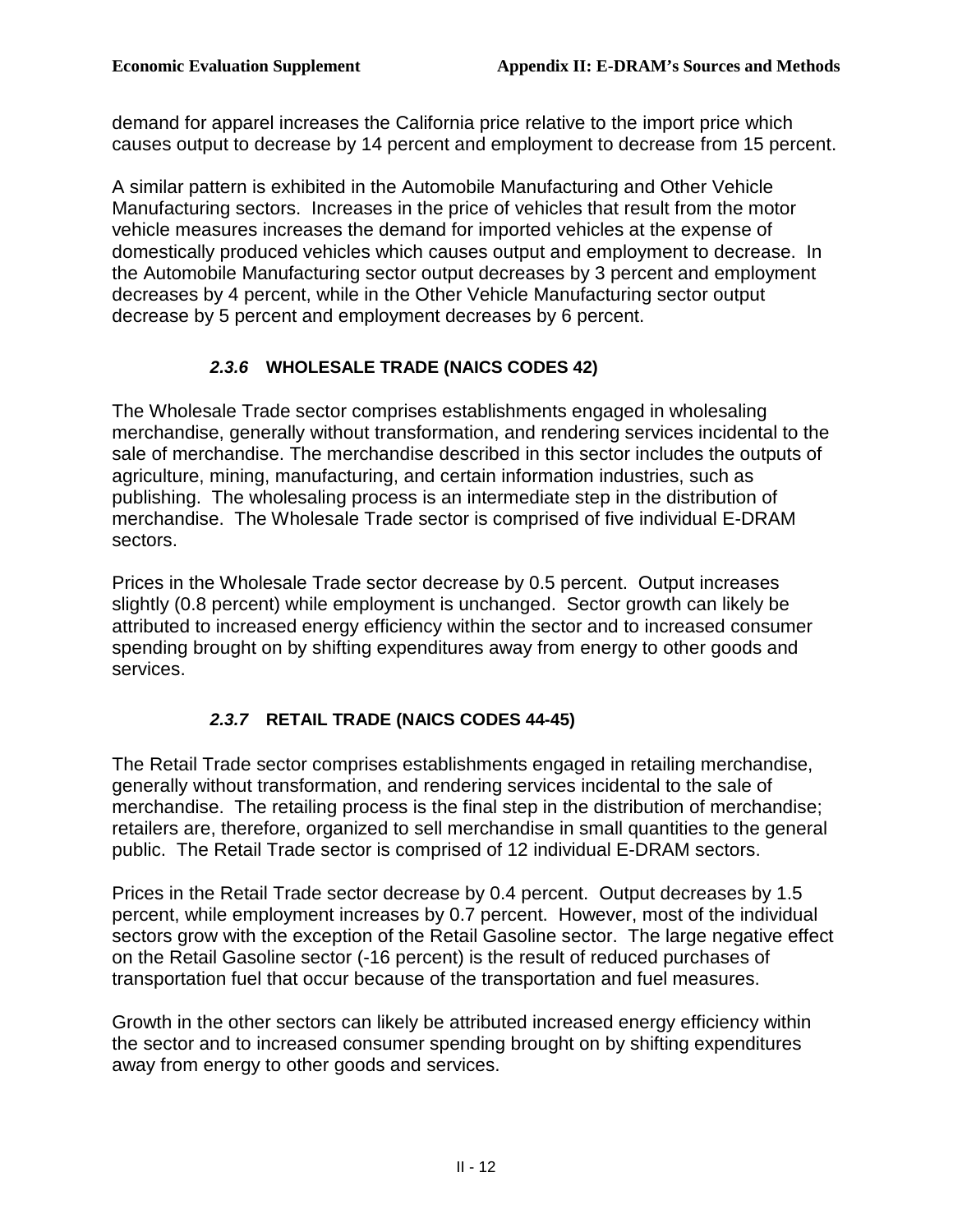demand for apparel increases the California price relative to the import price which causes output to decrease by 14 percent and employment to decrease from 15 percent.

A similar pattern is exhibited in the Automobile Manufacturing and Other Vehicle Manufacturing sectors. Increases in the price of vehicles that result from the motor vehicle measures increases the demand for imported vehicles at the expense of domestically produced vehicles which causes output and employment to decrease. In the Automobile Manufacturing sector output decreases by 3 percent and employment decreases by 4 percent, while in the Other Vehicle Manufacturing sector output decrease by 5 percent and employment decreases by 6 percent.

### *2.3.6* WHOLESALE TRADE (NAICS CODES 42)

The Wholesale Trade sector comprises establishments engaged in wholesaling merchandise, generally without transformation, and rendering services incidental to the sale of merchandise. The merchandise described in this sector includes the outputs of agriculture, mining, manufacturing, and certain information industries, such as publishing. The wholesaling process is an intermediate step in the distribution of merchandise. The Wholesale Trade sector is comprised of five individual E-DRAM sectors.

Prices in the Wholesale Trade sector decrease by 0.5 percent. Output increases slightly (0.8 percent) while employment is unchanged. Sector growth can likely be attributed to increased energy efficiency within the sector and to increased consumer spending brought on by shifting expenditures away from energy to other goods and services.

### *2.3.7* RETAIL TRADE (NAICS CODES 44-45)

The Retail Trade sector comprises establishments engaged in retailing merchandise, generally without transformation, and rendering services incidental to the sale of merchandise. The retailing process is the final step in the distribution of merchandise; retailers are, therefore, organized to sell merchandise in small quantities to the general public. The Retail Trade sector is comprised of 12 individual E-DRAM sectors.

Prices in the Retail Trade sector decrease by 0.4 percent. Output decreases by 1.5 percent, while employment increases by 0.7 percent. However, most of the individual sectors grow with the exception of the Retail Gasoline sector. The large negative effect on the Retail Gasoline sector (-16 percent) is the result of reduced purchases of transportation fuel that occur because of the transportation and fuel measures.

Growth in the other sectors can likely be attributed increased energy efficiency within the sector and to increased consumer spending brought on by shifting expenditures away from energy to other goods and services.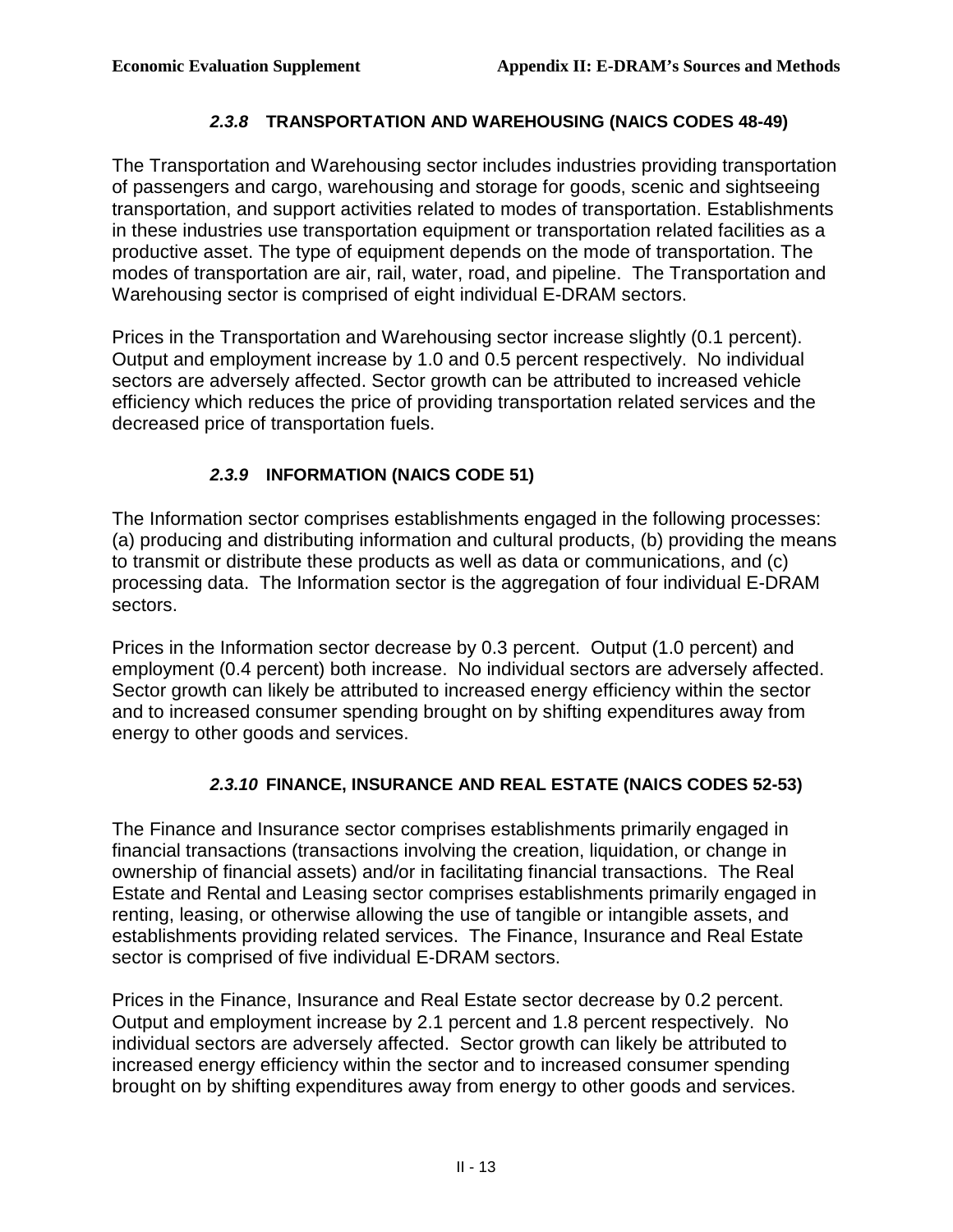### *2.3.8* TRANSPORTATION AND WAREHOUSING (NAICS CODES 48-49)

The Transportation and Warehousing sector includes industries providing transportation of passengers and cargo, warehousing and storage for goods, scenic and sightseeing transportation, and support activities related to modes of transportation. Establishments in these industries use transportation equipment or transportation related facilities as a productive asset. The type of equipment depends on the mode of transportation. The modes of transportation are air, rail, water, road, and pipeline. The Transportation and Warehousing sector is comprised of eight individual E-DRAM sectors.

Prices in the Transportation and Warehousing sector increase slightly (0.1 percent). Output and employment increase by 1.0 and 0.5 percent respectively. No individual sectors are adversely affected. Sector growth can be attributed to increased vehicle efficiency which reduces the price of providing transportation related services and the decreased price of transportation fuels.

### *2.3.9* INFORMATION (NAICS CODE 51)

The Information sector comprises establishments engaged in the following processes: (a) producing and distributing information and cultural products, (b) providing the means to transmit or distribute these products as well as data or communications, and (c) processing data. The Information sector is the aggregation of four individual E-DRAM sectors.

Prices in the Information sector decrease by 0.3 percent. Output (1.0 percent) and employment (0.4 percent) both increase. No individual sectors are adversely affected. Sector growth can likely be attributed to increased energy efficiency within the sector and to increased consumer spending brought on by shifting expenditures away from energy to other goods and services.

### *2.3.10* FINANCE, INSURANCE AND REAL ESTATE (NAICS CODES 52-53)

The Finance and Insurance sector comprises establishments primarily engaged in financial transactions (transactions involving the creation, liquidation, or change in ownership of financial assets) and/or in facilitating financial transactions. The Real Estate and Rental and Leasing sector comprises establishments primarily engaged in renting, leasing, or otherwise allowing the use of tangible or intangible assets, and establishments providing related services. The Finance, Insurance and Real Estate sector is comprised of five individual E-DRAM sectors.

Prices in the Finance, Insurance and Real Estate sector decrease by 0.2 percent. Output and employment increase by 2.1 percent and 1.8 percent respectively. No individual sectors are adversely affected. Sector growth can likely be attributed to increased energy efficiency within the sector and to increased consumer spending brought on by shifting expenditures away from energy to other goods and services.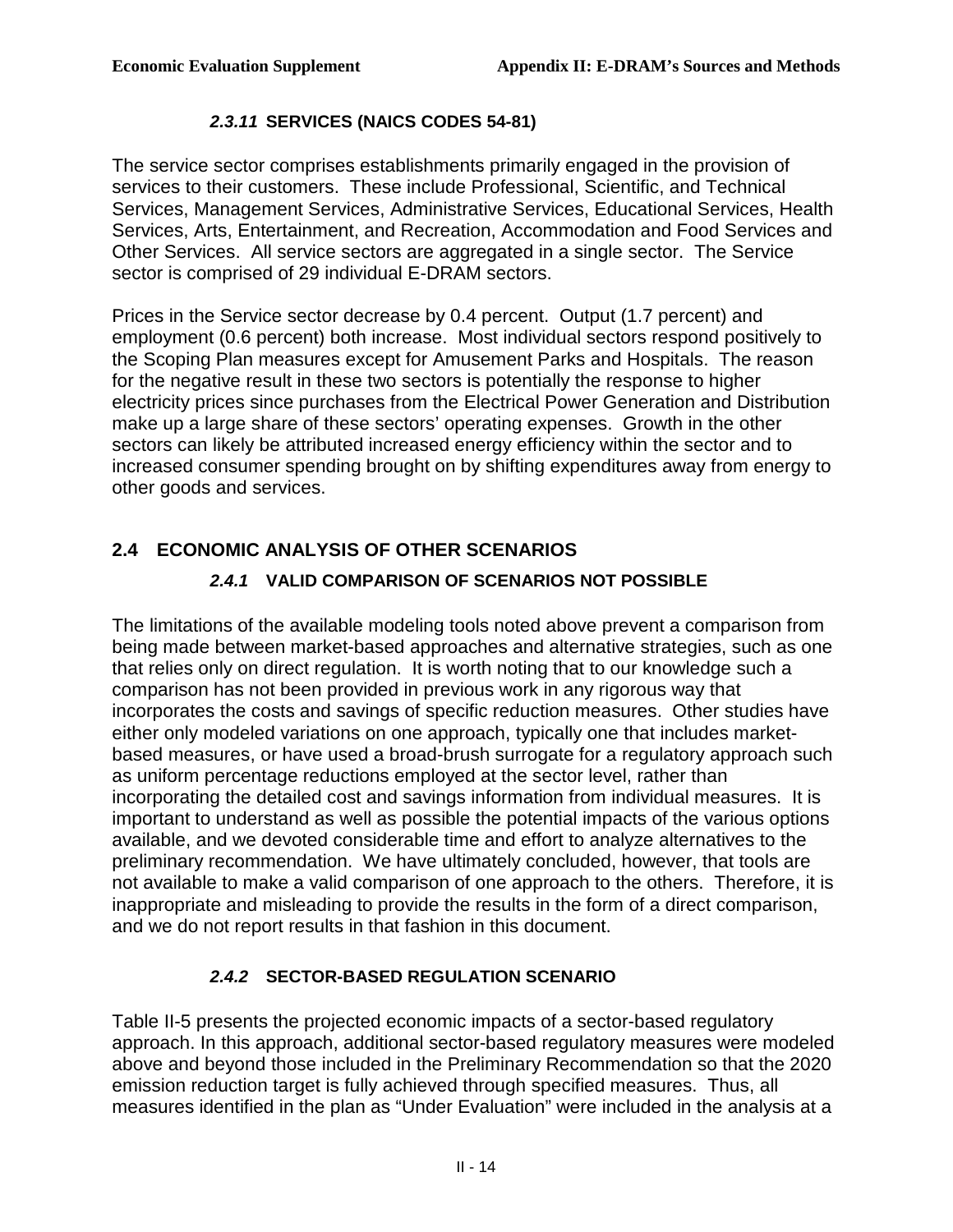### *2.3.11* SERVICES (NAICS CODES 54-81)

The service sector comprises establishments primarily engaged in the provision of services to their customers. These include Professional, Scientific, and Technical Services, Management Services, Administrative Services, Educational Services, Health Services, Arts, Entertainment, and Recreation, Accommodation and Food Services and Other Services. All service sectors are aggregated in a single sector. The Service sector is comprised of 29 individual E-DRAM sectors.

Prices in the Service sector decrease by 0.4 percent. Output (1.7 percent) and employment (0.6 percent) both increase. Most individual sectors respond positively to the Scoping Plan measures except for Amusement Parks and Hospitals. The reason for the negative result in these two sectors is potentially the response to higher electricity prices since purchases from the Electrical Power Generation and Distribution make up a large share of these sectors' operating expenses. Growth in the other sectors can likely be attributed increased energy efficiency within the sector and to increased consumer spending brought on by shifting expenditures away from energy to other goods and services.

## 2.4 ECONOMIC ANALYSIS OF OTHER SCENARIOS

### *2.4.1* VALID COMPARISON OF SCENARIOS NOT POSSIBLE

The limitations of the available modeling tools noted above prevent a comparison from being made between market-based approaches and alternative strategies, such as one that relies only on direct regulation. It is worth noting that to our knowledge such a comparison has not been provided in previous work in any rigorous way that incorporates the costs and savings of specific reduction measures. Other studies have either only modeled variations on one approach, typically one that includes market-based measures, or have used a broad-brush surrogate for a regulatory approach such as uniform percentage reductions employed at the sector level, rather than incorporating the detailed cost and savings information from individual measures. It is important to understand as well as possible the potential impacts of the various options available, and we devoted considerable time and effort to analyze alternatives to the preliminary recommendation. We have ultimately concluded, however, that tools are not available to make a valid comparison of one approach to the others. Therefore, it is inappropriate and misleading to provide the results in the form of a direct comparison, and we do not report results in that fashion in this document.

### *2.4.2* SECTOR-BASED REGULATION SCENARIO

Table II-5 presents the projected economic impacts of a sector-based regulatory approach. In this approach, additional sector-based regulatory measures were modeled above and beyond those included in the Preliminary Recommendation so that the 2020 emission reduction target is fully achieved through specified measures. Thus, all measures identified in the plan as "Under Evaluation" were included in the analysis at a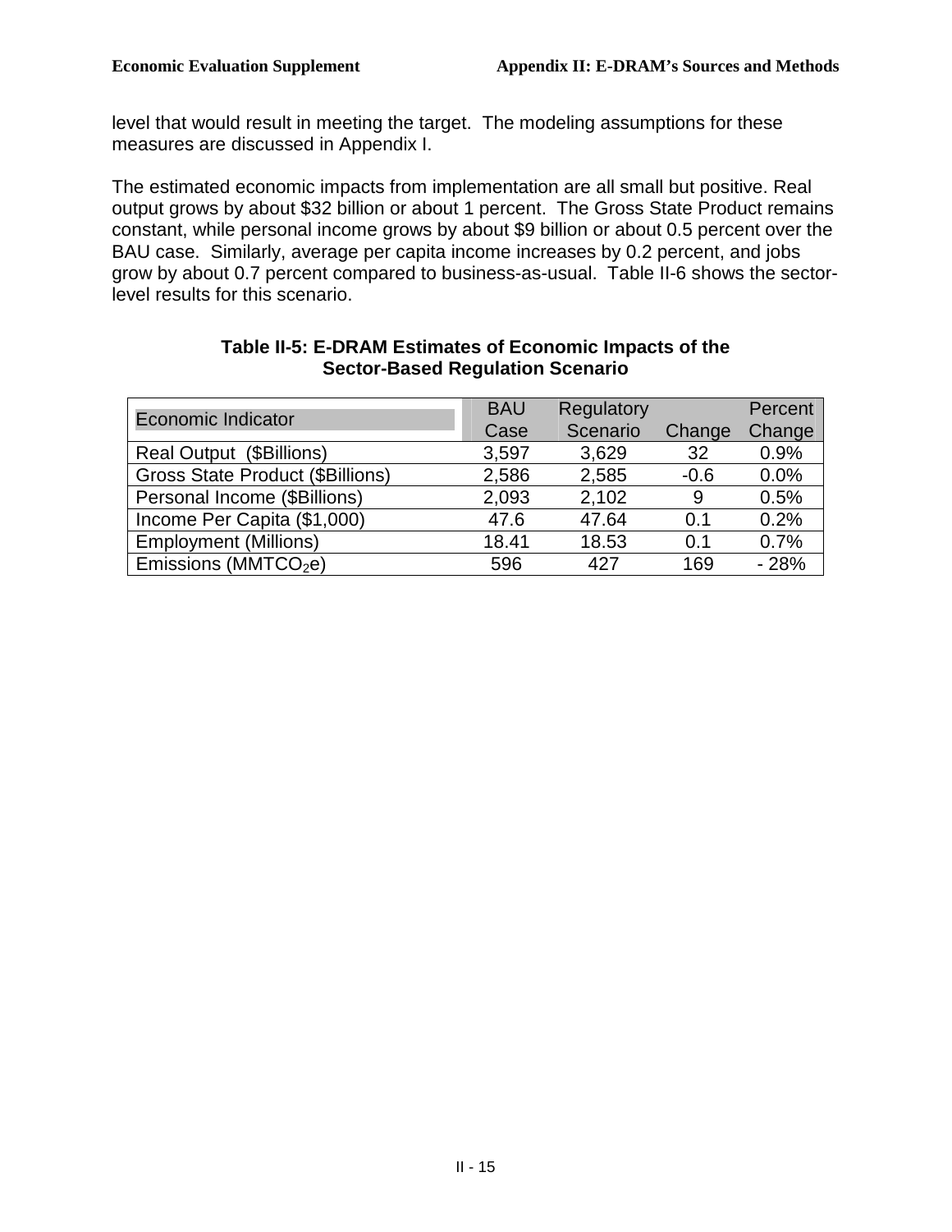level that would result in meeting the target. The modeling assumptions for these measures are discussed in Appendix I.

The estimated economic impacts from implementation are all small but positive. Real output grows by about $32 billion or about 1 percent. The Gross State Product remains constant, while personal income grows by about $9 billion or about 0.5 percent over the BAU case. Similarly, average per capita income increases by 0.2 percent, and jobs grow by about 0.7 percent compared to business-as-usual. Table II-6 shows the sector-level results for this scenario.

**Table II-5: E-DRAM Estimates of Economic Impacts of the Sector-Based Regulation Scenario**

| Economic Indicator | BAU Case | Regulatory Scenario | Change | Percent Change |
|---|---|---|---|---|
| Real Output ($Billions) | 3,597 | 3,629 | 32 | 0.9% |
| Gross State Product ($Billions) | 2,586 | 2,585 | -0.6 | 0.0% |
| Personal Income ($Billions) | 2,093 | 2,102 | 9 | 0.5% |
| Income Per Capita ($1,000) | 47.6 | 47.64 | 0.1 | 0.2% |
| Employment (Millions) | 18.41 | 18.53 | 0.1 | 0.7% |
| Emissions (MMTCO$_2$e) | 596 | 427 | 169 | - 28% |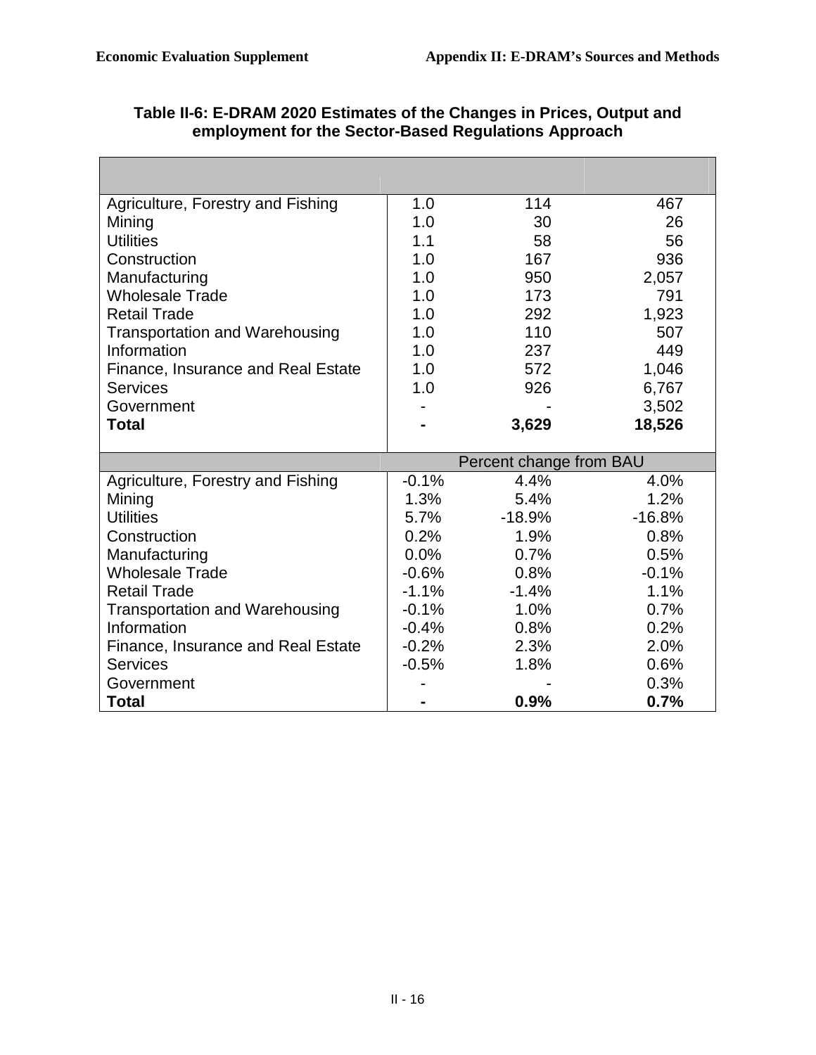**Table II-6: E-DRAM 2020 Estimates of the Changes in Prices, Output and employment for the Sector-Based Regulations Approach**

| | | | |
|---|---|---|---|
| Agriculture, Forestry and Fishing | 1.0 | 114 | 467 |
| Mining | 1.0 | 30 | 26 |
| Utilities | 1.1 | 58 | 56 |
| Construction | 1.0 | 167 | 936 |
| Manufacturing | 1.0 | 950 | 2,057 |
| Wholesale Trade | 1.0 | 173 | 791 |
| Retail Trade | 1.0 | 292 | 1,923 |
| Transportation and Warehousing | 1.0 | 110 | 507 |
| Information | 1.0 | 237 | 449 |
| Finance, Insurance and Real Estate | 1.0 | 572 | 1,046 |
| Services | 1.0 | 926 | 6,767 |
| Government | - | - | 3,502 |
| **Total** | **-** | **3,629** | **18,526** |
| | Percent change from BAU | | |
| Agriculture, Forestry and Fishing | -0.1% | 4.4% | 4.0% |
| Mining | 1.3% | 5.4% | 1.2% |
| Utilities | 5.7% | -18.9% | -16.8% |
| Construction | 0.2% | 1.9% | 0.8% |
| Manufacturing | 0.0% | 0.7% | 0.5% |
| Wholesale Trade | -0.6% | 0.8% | -0.1% |
| Retail Trade | -1.1% | -1.4% | 1.1% |
| Transportation and Warehousing | -0.1% | 1.0% | 0.7% |
| Information | -0.4% | 0.8% | 0.2% |
| Finance, Insurance and Real Estate | -0.2% | 2.3% | 2.0% |
| Services | -0.5% | 1.8% | 0.6% |
| Government | - | - | 0.3% |
| **Total** | **-** | **0.9%** | **0.7%** |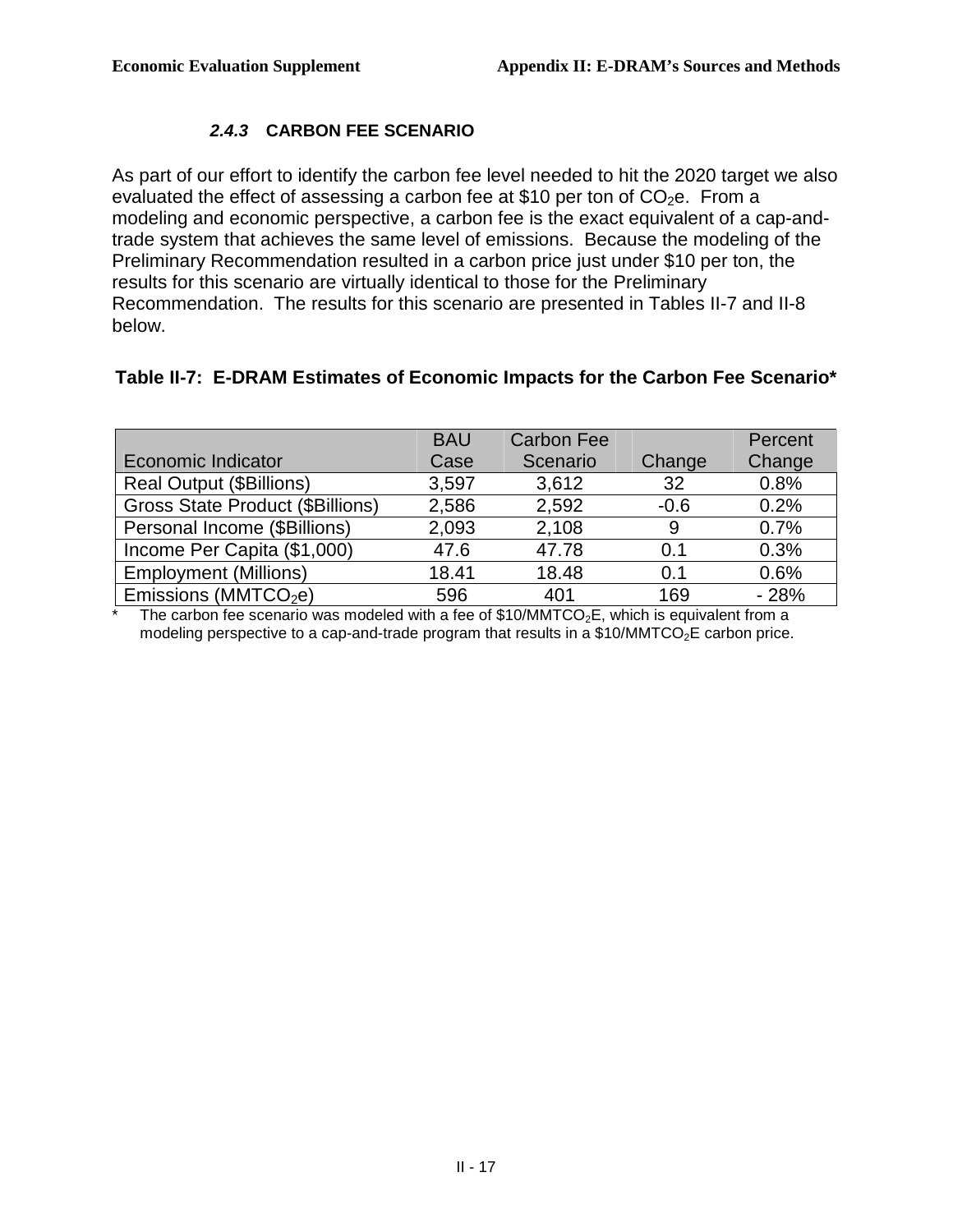### *2.4.3* CARBON FEE SCENARIO

As part of our effort to identify the carbon fee level needed to hit the 2020 target we also evaluated the effect of assessing a carbon fee at \$10 per ton of $CO_2$e. From a modeling and economic perspective, a carbon fee is the exact equivalent of a cap-and-trade system that achieves the same level of emissions. Because the modeling of the Preliminary Recommendation resulted in a carbon price just under \$10 per ton, the results for this scenario are virtually identical to those for the Preliminary Recommendation. The results for this scenario are presented in Tables II-7 and II-8 below.

**Table II-7: E-DRAM Estimates of Economic Impacts for the Carbon Fee Scenario***

| Economic Indicator | BAU Case | Carbon Fee Scenario | Change | Percent Change |
|---|---|---|---|---|
| Real Output (\$Billions) | 3,597 | 3,612 | 32 | 0.8% |
| Gross State Product (\$Billions) | 2,586 | 2,592 | -0.6 | 0.2% |
| Personal Income (\$Billions) | 2,093 | 2,108 | 9 | 0.7% |
| Income Per Capita (\$1,000) | 47.6 | 47.78 | 0.1 | 0.3% |
| Employment (Millions) | 18.41 | 18.48 | 0.1 | 0.6% |
| Emissions (MMT$CO_2$e) | 596 | 401 | 169 | - 28% |

\* The carbon fee scenario was modeled with a fee of \$10/MMT$CO_2$E, which is equivalent from a modeling perspective to a cap-and-trade program that results in a \$10/MMT$CO_2$E carbon price.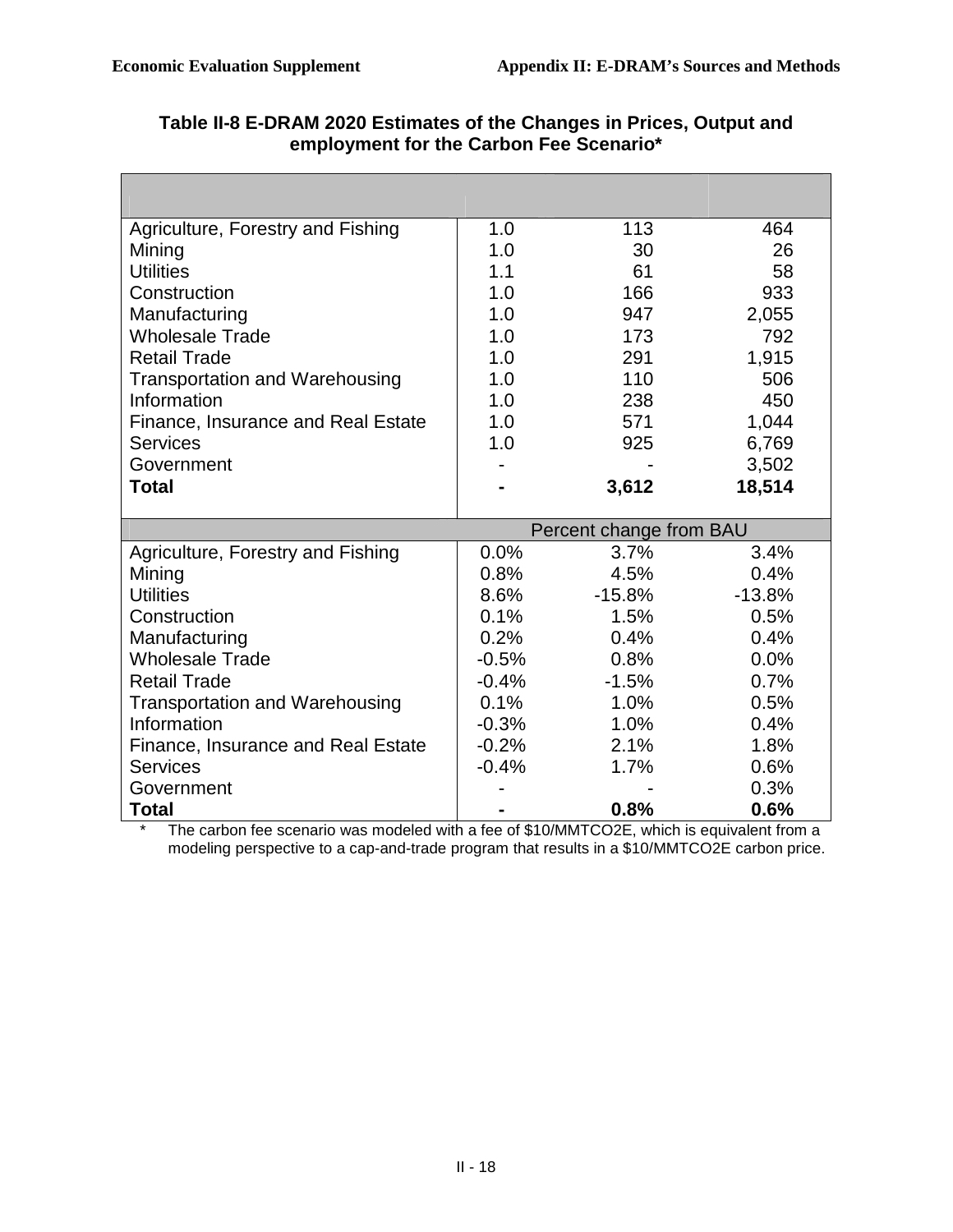**Table II-8 E-DRAM 2020 Estimates of the Changes in Prices, Output and employment for the Carbon Fee Scenario***

| | | | |
|---|---|---|---|
| Agriculture, Forestry and Fishing | 1.0 | 113 | 464 |
| Mining | 1.0 | 30 | 26 |
| Utilities | 1.1 | 61 | 58 |
| Construction | 1.0 | 166 | 933 |
| Manufacturing | 1.0 | 947 | 2,055 |
| Wholesale Trade | 1.0 | 173 | 792 |
| Retail Trade | 1.0 | 291 | 1,915 |
| Transportation and Warehousing | 1.0 | 110 | 506 |
| Information | 1.0 | 238 | 450 |
| Finance, Insurance and Real Estate | 1.0 | 571 | 1,044 |
| Services | 1.0 | 925 | 6,769 |
| Government | - | - | 3,502 |
| **Total** | **-** | **3,612** | **18,514** |
| | | Percent change from BAU | |
| Agriculture, Forestry and Fishing | 0.0% | 3.7% | 3.4% |
| Mining | 0.8% | 4.5% | 0.4% |
| Utilities | 8.6% | -15.8% | -13.8% |
| Construction | 0.1% | 1.5% | 0.5% |
| Manufacturing | 0.2% | 0.4% | 0.4% |
| Wholesale Trade | -0.5% | 0.8% | 0.0% |
| Retail Trade | -0.4% | -1.5% | 0.7% |
| Transportation and Warehousing | 0.1% | 1.0% | 0.5% |
| Information | -0.3% | 1.0% | 0.4% |
| Finance, Insurance and Real Estate | -0.2% | 2.1% | 1.8% |
| Services | -0.4% | 1.7% | 0.6% |
| Government | - | - | 0.3% |
| **Total** | **-** | **0.8%** | **0.6%** |

\* The carbon fee scenario was modeled with a fee of $10/MMTCO2E, which is equivalent from a modeling perspective to a cap-and-trade program that results in a $10/MMTCO2E carbon price.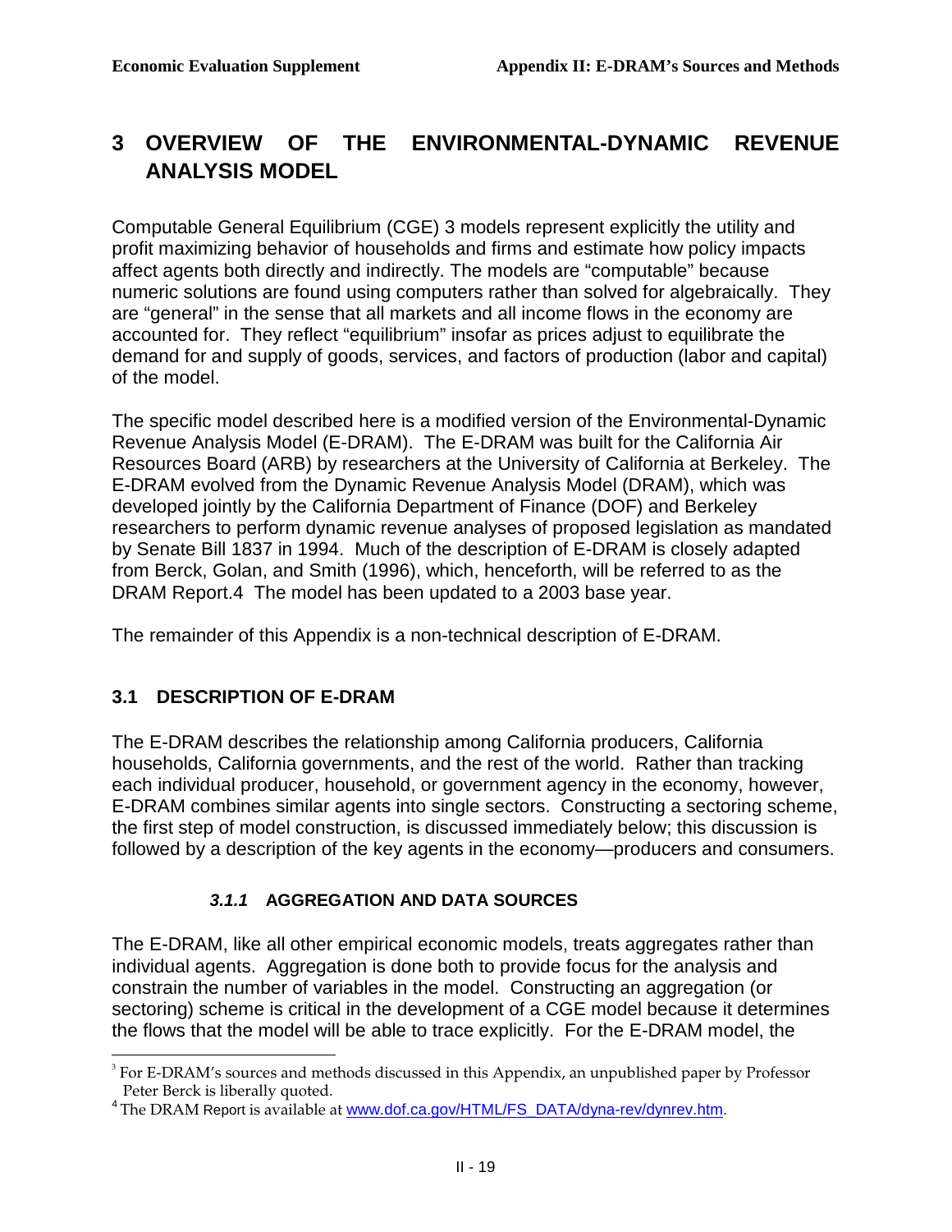# 3 OVERVIEW OF THE ENVIRONMENTAL-DYNAMIC REVENUE ANALYSIS MODEL

Computable General Equilibrium (CGE) [3] models represent explicitly the utility and profit maximizing behavior of households and firms and estimate how policy impacts affect agents both directly and indirectly. The models are "computable" because numeric solutions are found using computers rather than solved for algebraically. They are "general" in the sense that all markets and all income flows in the economy are accounted for. They reflect "equilibrium" insofar as prices adjust to equilibrate the demand for and supply of goods, services, and factors of production (labor and capital) of the model.

The specific model described here is a modified version of the Environmental-Dynamic Revenue Analysis Model (E-DRAM). The E-DRAM was built for the California Air Resources Board (ARB) by researchers at the University of California at Berkeley. The E-DRAM evolved from the Dynamic Revenue Analysis Model (DRAM), which was developed jointly by the California Department of Finance (DOF) and Berkeley researchers to perform dynamic revenue analyses of proposed legislation as mandated by Senate Bill 1837 in 1994. Much of the description of E-DRAM is closely adapted from Berck, Golan, and Smith (1996), which, henceforth, will be referred to as the DRAM Report.[4] The model has been updated to a 2003 base year.

The remainder of this Appendix is a non-technical description of E-DRAM.

## 3.1 DESCRIPTION OF E-DRAM

The E-DRAM describes the relationship among California producers, California households, California governments, and the rest of the world. Rather than tracking each individual producer, household, or government agency in the economy, however, E-DRAM combines similar agents into single sectors. Constructing a sectoring scheme, the first step of model construction, is discussed immediately below; this discussion is followed by a description of the key agents in the economy—producers and consumers.

### *3.1.1* AGGREGATION AND DATA SOURCES

The E-DRAM, like all other empirical economic models, treats aggregates rather than individual agents. Aggregation is done both to provide focus for the analysis and constrain the number of variables in the model. Constructing an aggregation (or sectoring) scheme is critical in the development of a CGE model because it determines the flows that the model will be able to trace explicitly. For the E-DRAM model, the

---

[3] For E-DRAM's sources and methods discussed in this Appendix, an unpublished paper by Professor Peter Berck is liberally quoted.

[4] The DRAM Report is available at www.dof.ca.gov/HTML/FS_DATA/dyna-rev/dynrev.htm.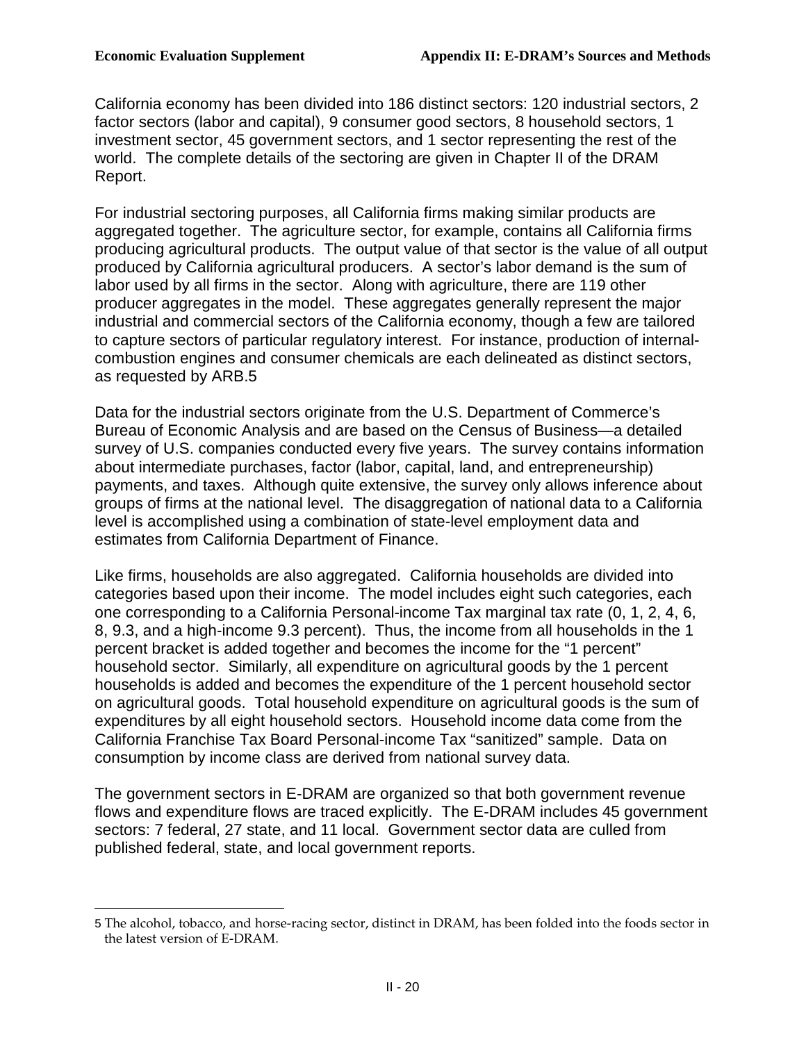California economy has been divided into 186 distinct sectors: 120 industrial sectors, 2 factor sectors (labor and capital), 9 consumer good sectors, 8 household sectors, 1 investment sector, 45 government sectors, and 1 sector representing the rest of the world. The complete details of the sectoring are given in Chapter II of the DRAM Report.

For industrial sectoring purposes, all California firms making similar products are aggregated together. The agriculture sector, for example, contains all California firms producing agricultural products. The output value of that sector is the value of all output produced by California agricultural producers. A sector's labor demand is the sum of labor used by all firms in the sector. Along with agriculture, there are 119 other producer aggregates in the model. These aggregates generally represent the major industrial and commercial sectors of the California economy, though a few are tailored to capture sectors of particular regulatory interest. For instance, production of internal-combustion engines and consumer chemicals are each delineated as distinct sectors, as requested by ARB.[5]

Data for the industrial sectors originate from the U.S. Department of Commerce's Bureau of Economic Analysis and are based on the Census of Business—a detailed survey of U.S. companies conducted every five years. The survey contains information about intermediate purchases, factor (labor, capital, land, and entrepreneurship) payments, and taxes. Although quite extensive, the survey only allows inference about groups of firms at the national level. The disaggregation of national data to a California level is accomplished using a combination of state-level employment data and estimates from California Department of Finance.

Like firms, households are also aggregated. California households are divided into categories based upon their income. The model includes eight such categories, each one corresponding to a California Personal-income Tax marginal tax rate (0, 1, 2, 4, 6, 8, 9.3, and a high-income 9.3 percent). Thus, the income from all households in the 1 percent bracket is added together and becomes the income for the "1 percent" household sector. Similarly, all expenditure on agricultural goods by the 1 percent households is added and becomes the expenditure of the 1 percent household sector on agricultural goods. Total household expenditure on agricultural goods is the sum of expenditures by all eight household sectors. Household income data come from the California Franchise Tax Board Personal-income Tax "sanitized" sample. Data on consumption by income class are derived from national survey data.

The government sectors in E-DRAM are organized so that both government revenue flows and expenditure flows are traced explicitly. The E-DRAM includes 45 government sectors: 7 federal, 27 state, and 11 local. Government sector data are culled from published federal, state, and local government reports.

---

[5] The alcohol, tobacco, and horse-racing sector, distinct in DRAM, has been folded into the foods sector in the latest version of E-DRAM.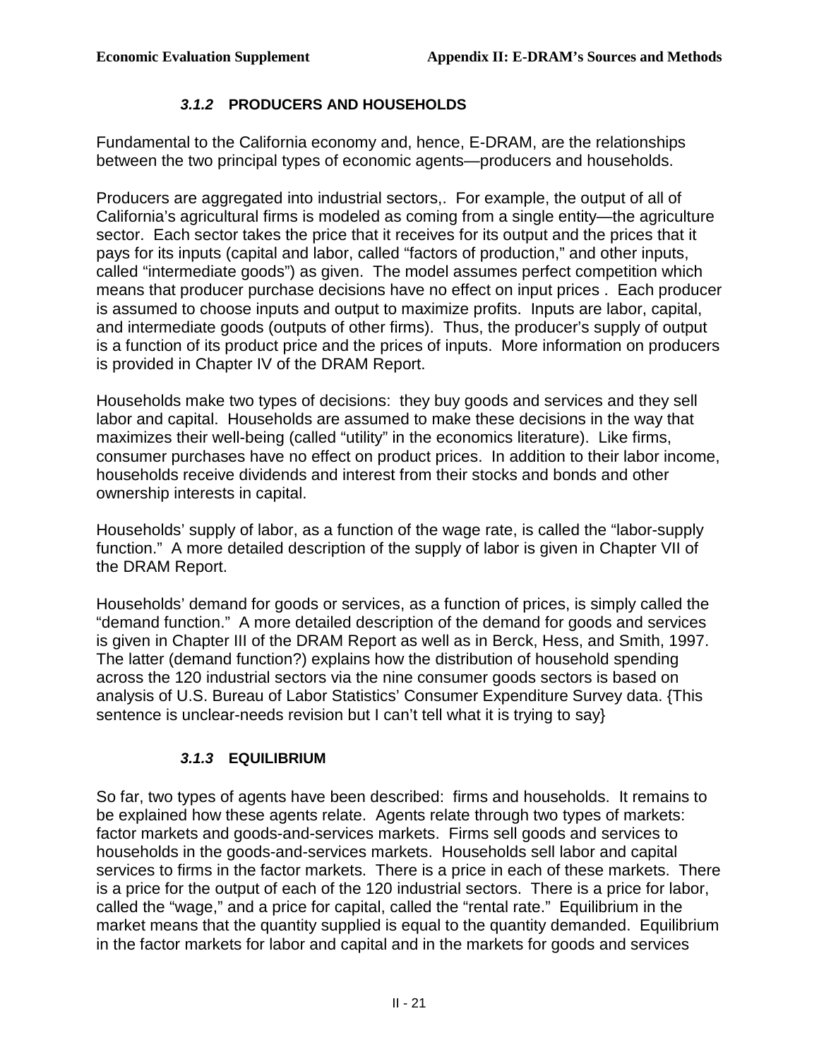### *3.1.2* PRODUCERS AND HOUSEHOLDS

Fundamental to the California economy and, hence, E-DRAM, are the relationships between the two principal types of economic agents—producers and households.

Producers are aggregated into industrial sectors,. For example, the output of all of California's agricultural firms is modeled as coming from a single entity—the agriculture sector. Each sector takes the price that it receives for its output and the prices that it pays for its inputs (capital and labor, called "factors of production," and other inputs, called "intermediate goods") as given. The model assumes perfect competition which means that producer purchase decisions have no effect on input prices . Each producer is assumed to choose inputs and output to maximize profits. Inputs are labor, capital, and intermediate goods (outputs of other firms). Thus, the producer's supply of output is a function of its product price and the prices of inputs. More information on producers is provided in Chapter IV of the DRAM Report.

Households make two types of decisions: they buy goods and services and they sell labor and capital. Households are assumed to make these decisions in the way that maximizes their well-being (called "utility" in the economics literature). Like firms, consumer purchases have no effect on product prices. In addition to their labor income, households receive dividends and interest from their stocks and bonds and other ownership interests in capital.

Households' supply of labor, as a function of the wage rate, is called the "labor-supply function." A more detailed description of the supply of labor is given in Chapter VII of the DRAM Report.

Households' demand for goods or services, as a function of prices, is simply called the "demand function." A more detailed description of the demand for goods and services is given in Chapter III of the DRAM Report as well as in Berck, Hess, and Smith, 1997. The latter (demand function?) explains how the distribution of household spending across the 120 industrial sectors via the nine consumer goods sectors is based on analysis of U.S. Bureau of Labor Statistics' Consumer Expenditure Survey data. {This sentence is unclear-needs revision but I can't tell what it is trying to say}

### *3.1.3* EQUILIBRIUM

So far, two types of agents have been described: firms and households. It remains to be explained how these agents relate. Agents relate through two types of markets: factor markets and goods-and-services markets. Firms sell goods and services to households in the goods-and-services markets. Households sell labor and capital services to firms in the factor markets. There is a price in each of these markets. There is a price for the output of each of the 120 industrial sectors. There is a price for labor, called the "wage," and a price for capital, called the "rental rate." Equilibrium in the market means that the quantity supplied is equal to the quantity demanded. Equilibrium in the factor markets for labor and capital and in the markets for goods and services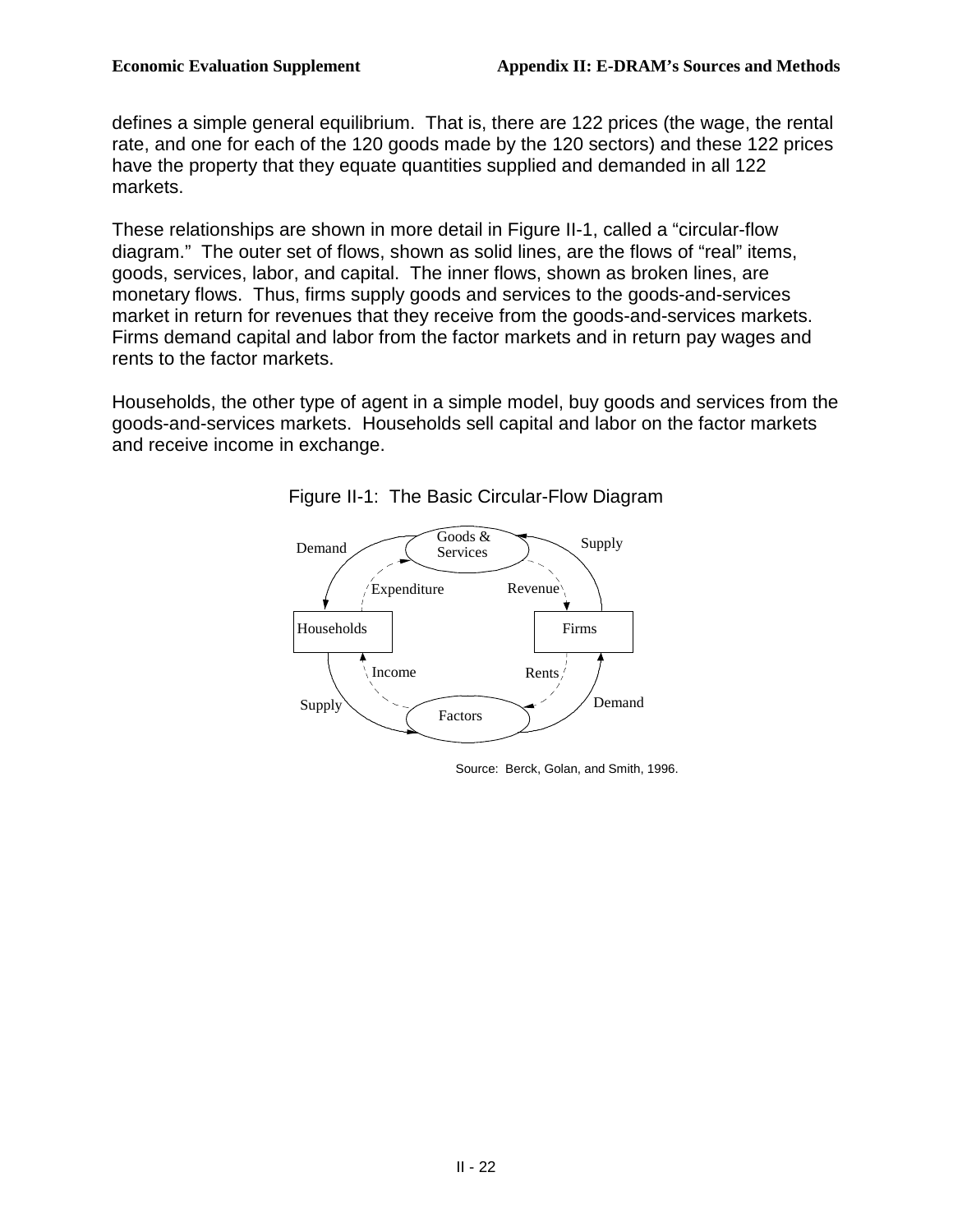defines a simple general equilibrium. That is, there are 122 prices (the wage, the rental rate, and one for each of the 120 goods made by the 120 sectors) and these 122 prices have the property that they equate quantities supplied and demanded in all 122 markets.

These relationships are shown in more detail in Figure II-1, called a "circular-flow diagram." The outer set of flows, shown as solid lines, are the flows of "real" items, goods, services, labor, and capital. The inner flows, shown as broken lines, are monetary flows. Thus, firms supply goods and services to the goods-and-services market in return for revenues that they receive from the goods-and-services markets. Firms demand capital and labor from the factor markets and in return pay wages and rents to the factor markets.

Households, the other type of agent in a simple model, buy goods and services from the goods-and-services markets. Households sell capital and labor on the factor markets and receive income in exchange.

Figure II-1: The Basic Circular-Flow Diagram

Demand | Goods & Services | Supply

Expenditure | Revenue

Households | Firms

Income | Rents

Supply | Factors | Demand

Source: Berck, Golan, and Smith, 1996.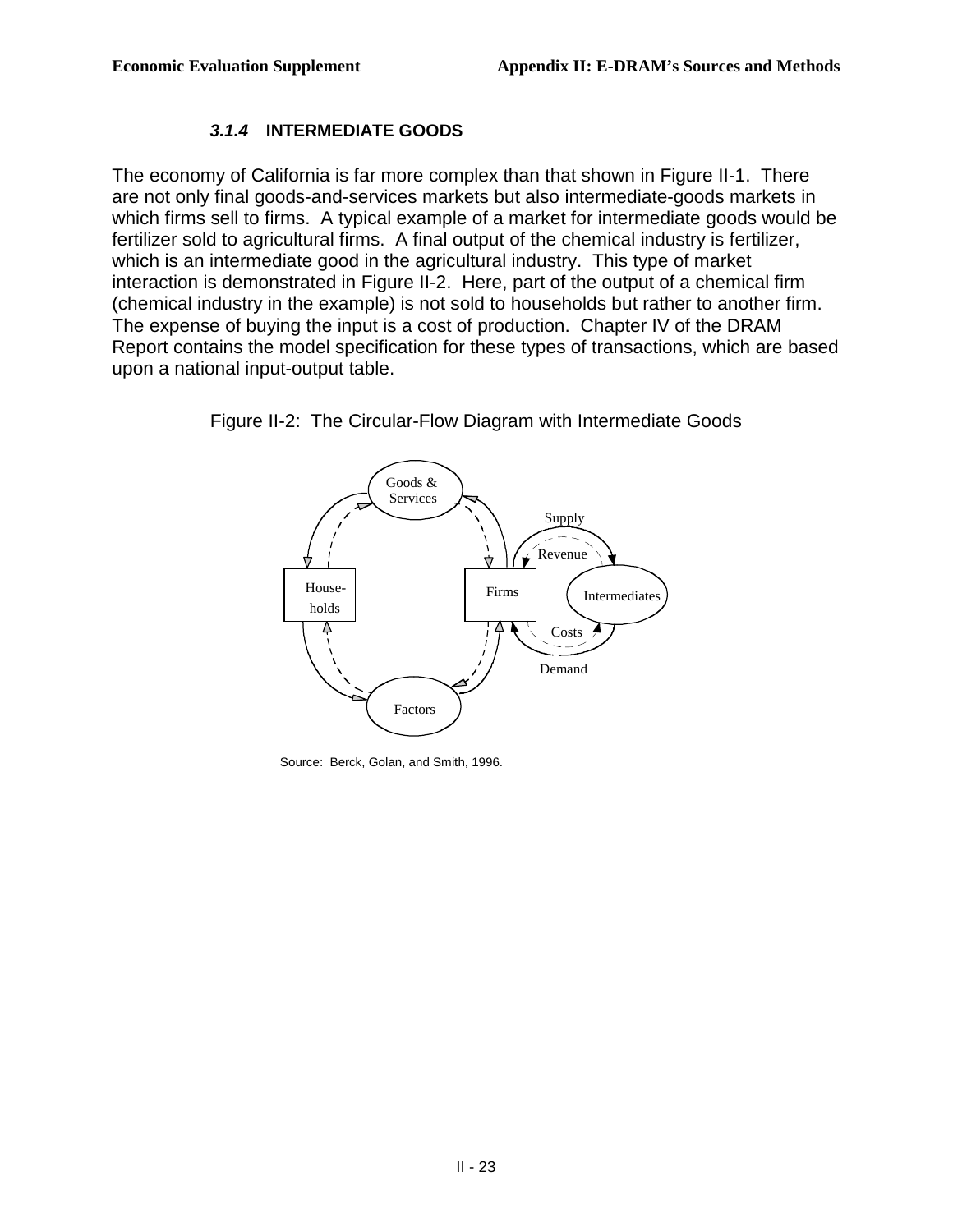### *3.1.4* INTERMEDIATE GOODS

The economy of California is far more complex than that shown in Figure II-1. There are not only final goods-and-services markets but also intermediate-goods markets in which firms sell to firms. A typical example of a market for intermediate goods would be fertilizer sold to agricultural firms. A final output of the chemical industry is fertilizer, which is an intermediate good in the agricultural industry. This type of market interaction is demonstrated in Figure II-2. Here, part of the output of a chemical firm (chemical industry in the example) is not sold to households but rather to another firm. The expense of buying the input is a cost of production. Chapter IV of the DRAM Report contains the model specification for these types of transactions, which are based upon a national input-output table.

Figure II-2: The Circular-Flow Diagram with Intermediate Goods

Source: Berck, Golan, and Smith, 1996.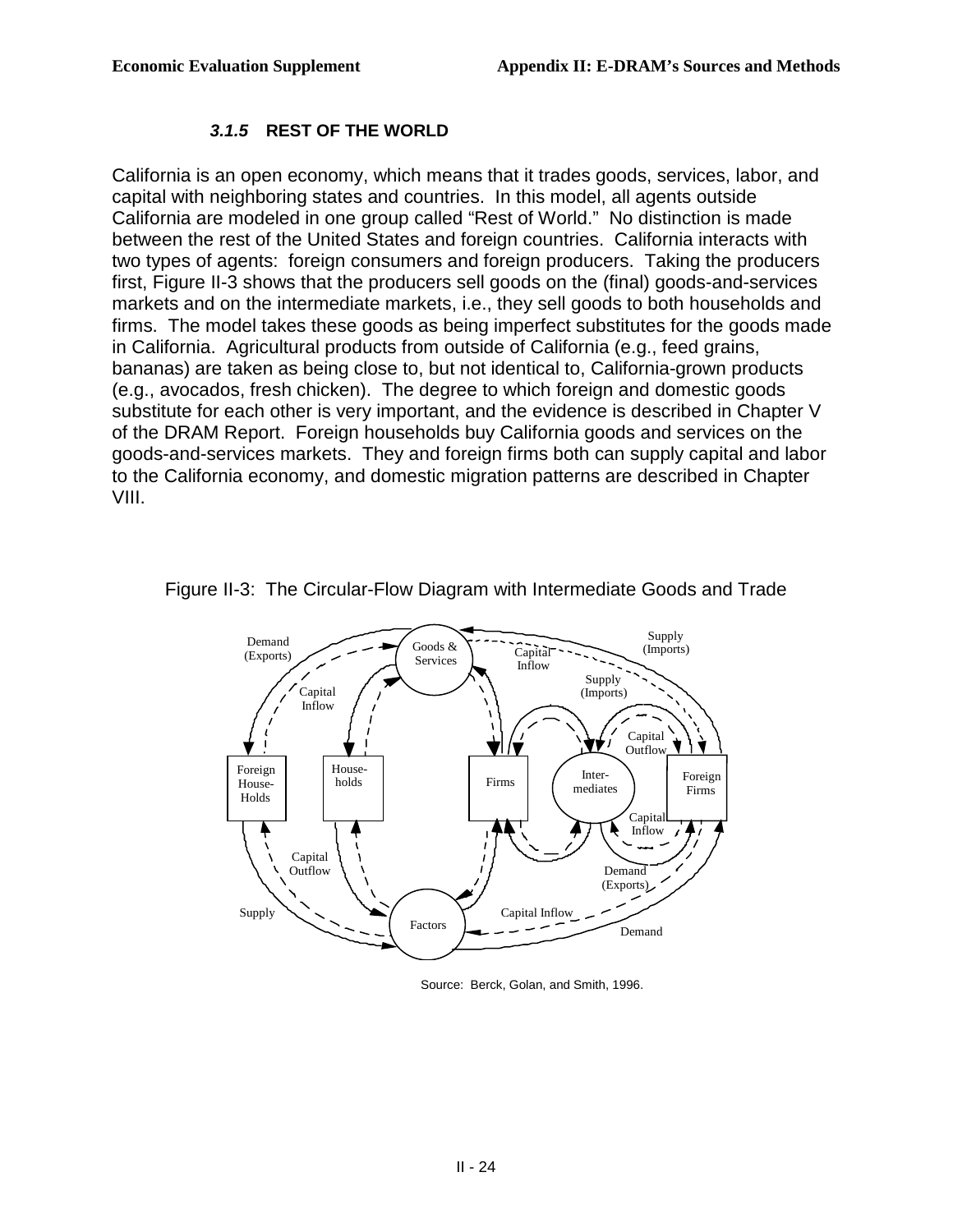### *3.1.5* REST OF THE WORLD

California is an open economy, which means that it trades goods, services, labor, and capital with neighboring states and countries. In this model, all agents outside California are modeled in one group called "Rest of World." No distinction is made between the rest of the United States and foreign countries. California interacts with two types of agents: foreign consumers and foreign producers. Taking the producers first, Figure II-3 shows that the producers sell goods on the (final) goods-and-services markets and on the intermediate markets, i.e., they sell goods to both households and firms. The model takes these goods as being imperfect substitutes for the goods made in California. Agricultural products from outside of California (e.g., feed grains, bananas) are taken as being close to, but not identical to, California-grown products (e.g., avocados, fresh chicken). The degree to which foreign and domestic goods substitute for each other is very important, and the evidence is described in Chapter V of the DRAM Report. Foreign households buy California goods and services on the goods-and-services markets. They and foreign firms both can supply capital and labor to the California economy, and domestic migration patterns are described in Chapter VIII.

Figure II-3: The Circular-Flow Diagram with Intermediate Goods and Trade

Source: Berck, Golan, and Smith, 1996.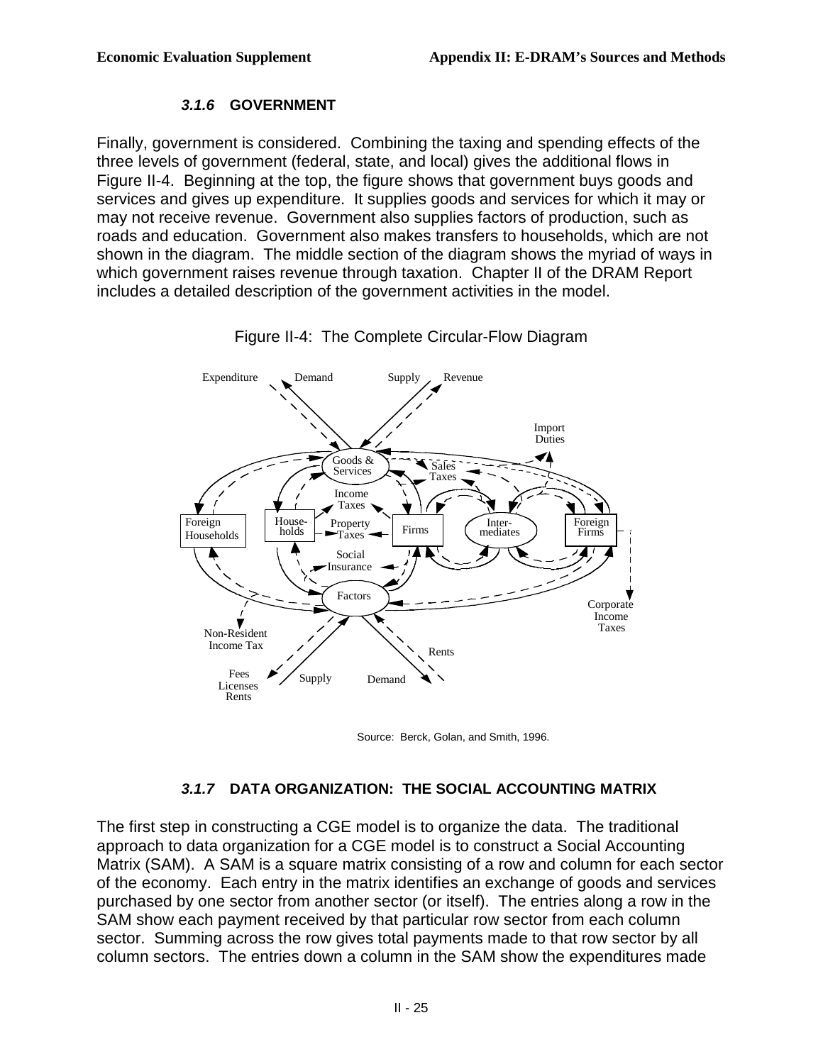### *3.1.6* GOVERNMENT

Finally, government is considered. Combining the taxing and spending effects of the three levels of government (federal, state, and local) gives the additional flows in Figure II-4. Beginning at the top, the figure shows that government buys goods and services and gives up expenditure. It supplies goods and services for which it may or may not receive revenue. Government also supplies factors of production, such as roads and education. Government also makes transfers to households, which are not shown in the diagram. The middle section of the diagram shows the myriad of ways in which government raises revenue through taxation. Chapter II of the DRAM Report includes a detailed description of the government activities in the model.

Figure II-4: The Complete Circular-Flow Diagram

Source: Berck, Golan, and Smith, 1996.

### *3.1.7* DATA ORGANIZATION: THE SOCIAL ACCOUNTING MATRIX

The first step in constructing a CGE model is to organize the data. The traditional approach to data organization for a CGE model is to construct a Social Accounting Matrix (SAM). A SAM is a square matrix consisting of a row and column for each sector of the economy. Each entry in the matrix identifies an exchange of goods and services purchased by one sector from another sector (or itself). The entries along a row in the SAM show each payment received by that particular row sector from each column sector. Summing across the row gives total payments made to that row sector by all column sectors. The entries down a column in the SAM show the expenditures made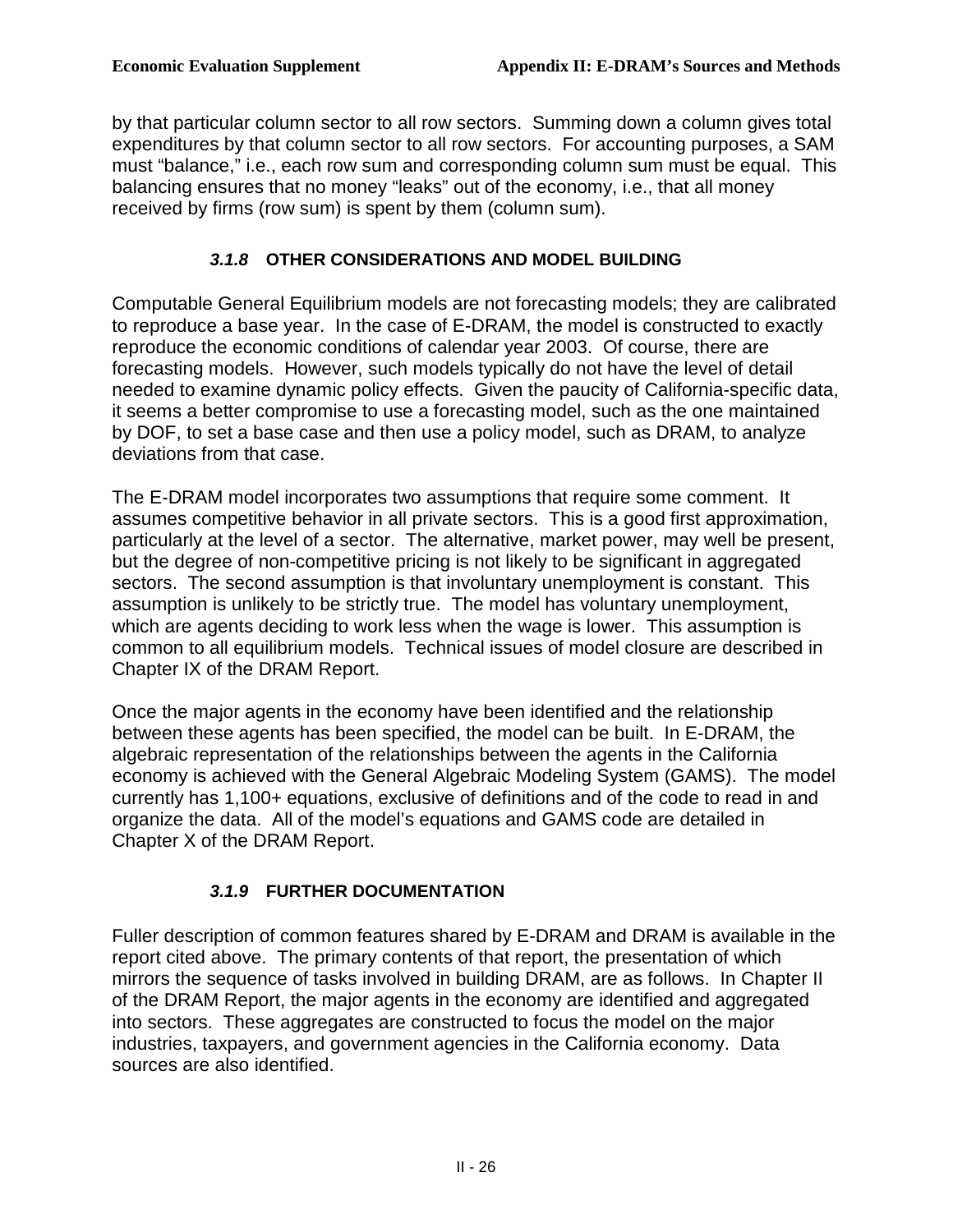by that particular column sector to all row sectors. Summing down a column gives total expenditures by that column sector to all row sectors. For accounting purposes, a SAM must "balance," i.e., each row sum and corresponding column sum must be equal. This balancing ensures that no money "leaks" out of the economy, i.e., that all money received by firms (row sum) is spent by them (column sum).

#### *3.1.8* OTHER CONSIDERATIONS AND MODEL BUILDING

Computable General Equilibrium models are not forecasting models; they are calibrated to reproduce a base year. In the case of E-DRAM, the model is constructed to exactly reproduce the economic conditions of calendar year 2003. Of course, there are forecasting models. However, such models typically do not have the level of detail needed to examine dynamic policy effects. Given the paucity of California-specific data, it seems a better compromise to use a forecasting model, such as the one maintained by DOF, to set a base case and then use a policy model, such as DRAM, to analyze deviations from that case.

The E-DRAM model incorporates two assumptions that require some comment. It assumes competitive behavior in all private sectors. This is a good first approximation, particularly at the level of a sector. The alternative, market power, may well be present, but the degree of non-competitive pricing is not likely to be significant in aggregated sectors. The second assumption is that involuntary unemployment is constant. This assumption is unlikely to be strictly true. The model has voluntary unemployment, which are agents deciding to work less when the wage is lower. This assumption is common to all equilibrium models. Technical issues of model closure are described in Chapter IX of the DRAM Report.

Once the major agents in the economy have been identified and the relationship between these agents has been specified, the model can be built. In E-DRAM, the algebraic representation of the relationships between the agents in the California economy is achieved with the General Algebraic Modeling System (GAMS). The model currently has 1,100+ equations, exclusive of definitions and of the code to read in and organize the data. All of the model's equations and GAMS code are detailed in Chapter X of the DRAM Report.

#### *3.1.9* FURTHER DOCUMENTATION

Fuller description of common features shared by E-DRAM and DRAM is available in the report cited above. The primary contents of that report, the presentation of which mirrors the sequence of tasks involved in building DRAM, are as follows. In Chapter II of the DRAM Report, the major agents in the economy are identified and aggregated into sectors. These aggregates are constructed to focus the model on the major industries, taxpayers, and government agencies in the California economy. Data sources are also identified.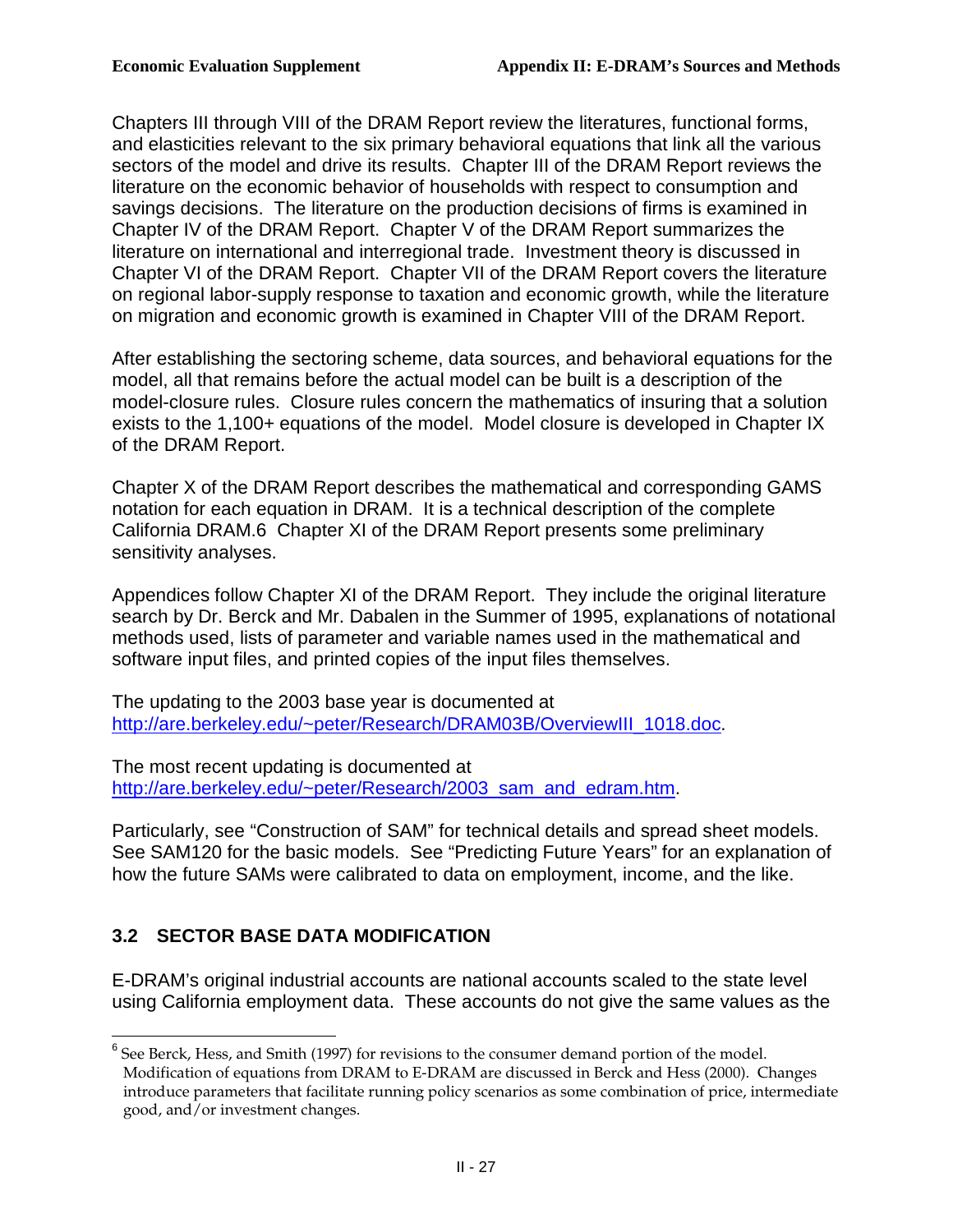Chapters III through VIII of the DRAM Report review the literatures, functional forms, and elasticities relevant to the six primary behavioral equations that link all the various sectors of the model and drive its results. Chapter III of the DRAM Report reviews the literature on the economic behavior of households with respect to consumption and savings decisions. The literature on the production decisions of firms is examined in Chapter IV of the DRAM Report. Chapter V of the DRAM Report summarizes the literature on international and interregional trade. Investment theory is discussed in Chapter VI of the DRAM Report. Chapter VII of the DRAM Report covers the literature on regional labor-supply response to taxation and economic growth, while the literature on migration and economic growth is examined in Chapter VIII of the DRAM Report.

After establishing the sectoring scheme, data sources, and behavioral equations for the model, all that remains before the actual model can be built is a description of the model-closure rules. Closure rules concern the mathematics of insuring that a solution exists to the 1,100+ equations of the model. Model closure is developed in Chapter IX of the DRAM Report.

Chapter X of the DRAM Report describes the mathematical and corresponding GAMS notation for each equation in DRAM. It is a technical description of the complete California DRAM.[6] Chapter XI of the DRAM Report presents some preliminary sensitivity analyses.

Appendices follow Chapter XI of the DRAM Report. They include the original literature search by Dr. Berck and Mr. Dabalen in the Summer of 1995, explanations of notational methods used, lists of parameter and variable names used in the mathematical and software input files, and printed copies of the input files themselves.

The updating to the 2003 base year is documented at http://are.berkeley.edu/~peter/Research/DRAM03B/OverviewIII_1018.doc.

The most recent updating is documented at http://are.berkeley.edu/~peter/Research/2003_sam_and_edram.htm.

Particularly, see "Construction of SAM" for technical details and spread sheet models. See SAM120 for the basic models. See "Predicting Future Years" for an explanation of how the future SAMs were calibrated to data on employment, income, and the like.

## 3.2 SECTOR BASE DATA MODIFICATION

E-DRAM's original industrial accounts are national accounts scaled to the state level using California employment data. These accounts do not give the same values as the

---

[6] See Berck, Hess, and Smith (1997) for revisions to the consumer demand portion of the model. Modification of equations from DRAM to E-DRAM are discussed in Berck and Hess (2000). Changes introduce parameters that facilitate running policy scenarios as some combination of price, intermediate good, and/or investment changes.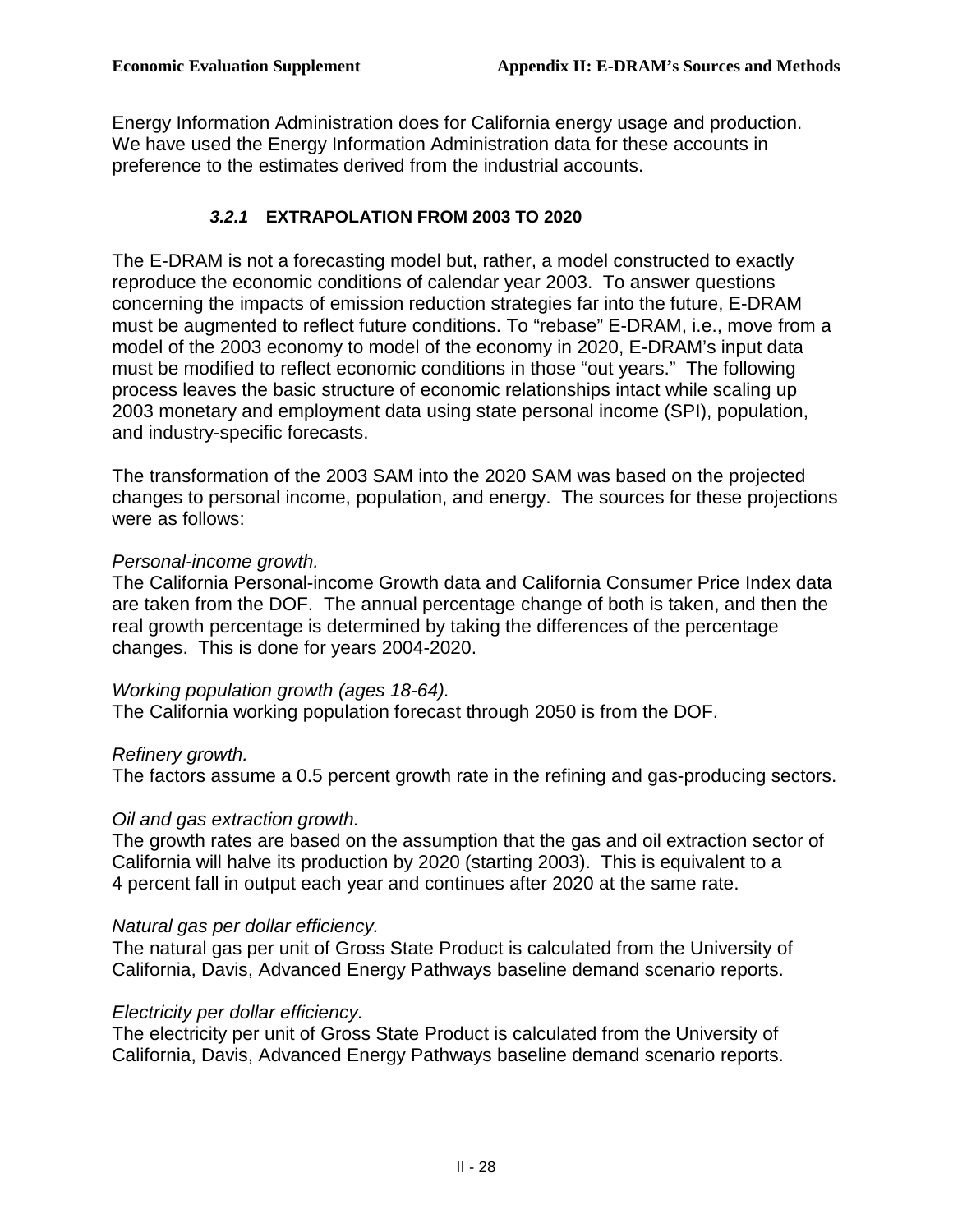Energy Information Administration does for California energy usage and production. We have used the Energy Information Administration data for these accounts in preference to the estimates derived from the industrial accounts.

### *3.2.1* EXTRAPOLATION FROM 2003 TO 2020

The E-DRAM is not a forecasting model but, rather, a model constructed to exactly reproduce the economic conditions of calendar year 2003. To answer questions concerning the impacts of emission reduction strategies far into the future, E-DRAM must be augmented to reflect future conditions. To "rebase" E-DRAM, i.e., move from a model of the 2003 economy to model of the economy in 2020, E-DRAM's input data must be modified to reflect economic conditions in those "out years." The following process leaves the basic structure of economic relationships intact while scaling up 2003 monetary and employment data using state personal income (SPI), population, and industry-specific forecasts.

The transformation of the 2003 SAM into the 2020 SAM was based on the projected changes to personal income, population, and energy. The sources for these projections were as follows:

*Personal-income growth.*
The California Personal-income Growth data and California Consumer Price Index data are taken from the DOF. The annual percentage change of both is taken, and then the real growth percentage is determined by taking the differences of the percentage changes. This is done for years 2004-2020.

*Working population growth (ages 18-64).*
The California working population forecast through 2050 is from the DOF.

*Refinery growth.*
The factors assume a 0.5 percent growth rate in the refining and gas-producing sectors.

*Oil and gas extraction growth.*
The growth rates are based on the assumption that the gas and oil extraction sector of California will halve its production by 2020 (starting 2003). This is equivalent to a 4 percent fall in output each year and continues after 2020 at the same rate.

*Natural gas per dollar efficiency.*
The natural gas per unit of Gross State Product is calculated from the University of California, Davis, Advanced Energy Pathways baseline demand scenario reports.

*Electricity per dollar efficiency.*
The electricity per unit of Gross State Product is calculated from the University of California, Davis, Advanced Energy Pathways baseline demand scenario reports.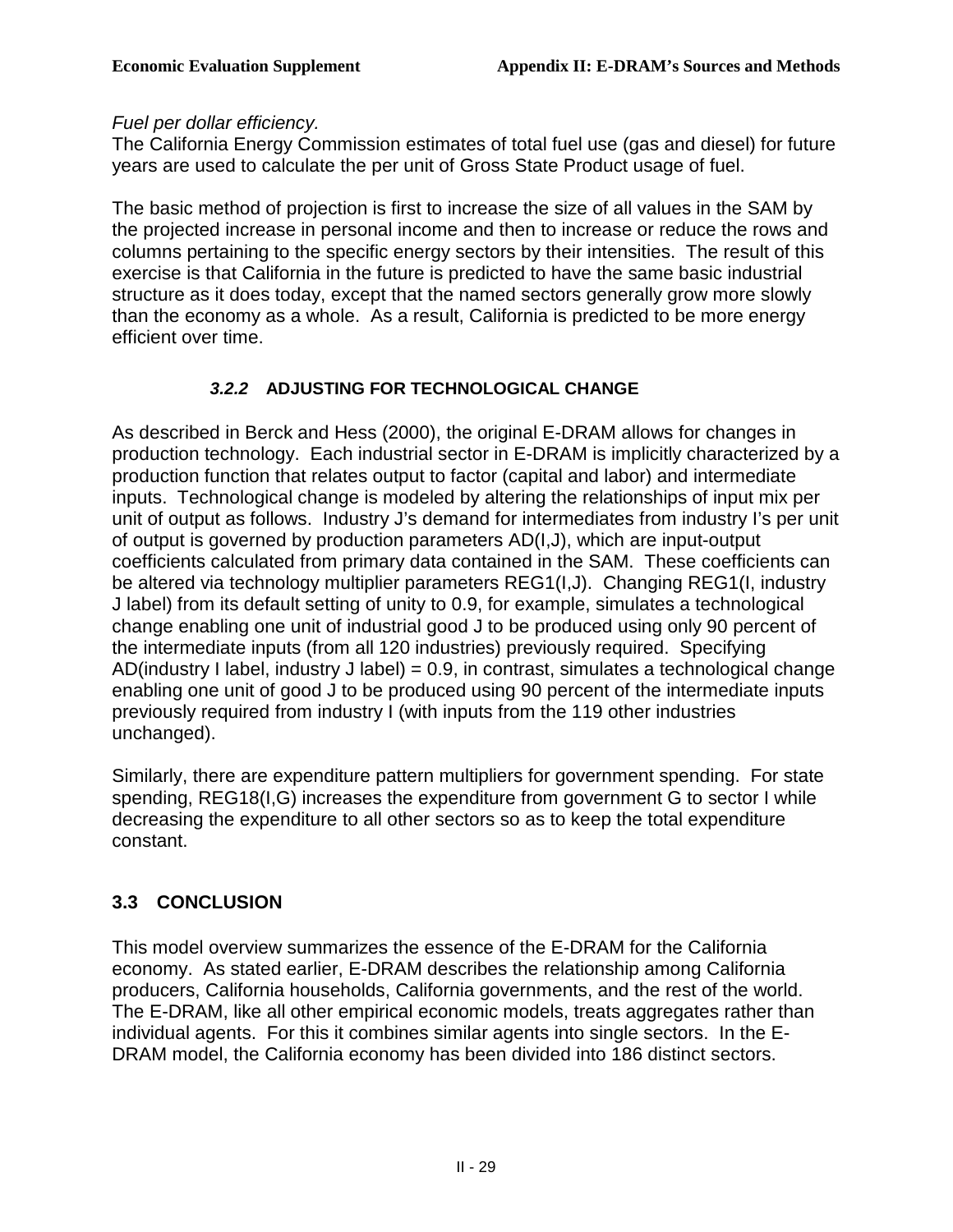*Fuel per dollar efficiency.*

The California Energy Commission estimates of total fuel use (gas and diesel) for future years are used to calculate the per unit of Gross State Product usage of fuel.

The basic method of projection is first to increase the size of all values in the SAM by the projected increase in personal income and then to increase or reduce the rows and columns pertaining to the specific energy sectors by their intensities. The result of this exercise is that California in the future is predicted to have the same basic industrial structure as it does today, except that the named sectors generally grow more slowly than the economy as a whole. As a result, California is predicted to be more energy efficient over time.

### *3.2.2* ADJUSTING FOR TECHNOLOGICAL CHANGE

As described in Berck and Hess (2000), the original E-DRAM allows for changes in production technology. Each industrial sector in E-DRAM is implicitly characterized by a production function that relates output to factor (capital and labor) and intermediate inputs. Technological change is modeled by altering the relationships of input mix per unit of output as follows. Industry J's demand for intermediates from industry I's per unit of output is governed by production parameters AD(I,J), which are input-output coefficients calculated from primary data contained in the SAM. These coefficients can be altered via technology multiplier parameters REG1(I,J). Changing REG1(I, industry J label) from its default setting of unity to 0.9, for example, simulates a technological change enabling one unit of industrial good J to be produced using only 90 percent of the intermediate inputs (from all 120 industries) previously required. Specifying AD(industry I label, industry J label) = 0.9, in contrast, simulates a technological change enabling one unit of good J to be produced using 90 percent of the intermediate inputs previously required from industry I (with inputs from the 119 other industries unchanged).

Similarly, there are expenditure pattern multipliers for government spending. For state spending, REG18(I,G) increases the expenditure from government G to sector I while decreasing the expenditure to all other sectors so as to keep the total expenditure constant.

## 3.3 CONCLUSION

This model overview summarizes the essence of the E-DRAM for the California economy. As stated earlier, E-DRAM describes the relationship among California producers, California households, California governments, and the rest of the world. The E-DRAM, like all other empirical economic models, treats aggregates rather than individual agents. For this it combines similar agents into single sectors. In the E-DRAM model, the California economy has been divided into 186 distinct sectors.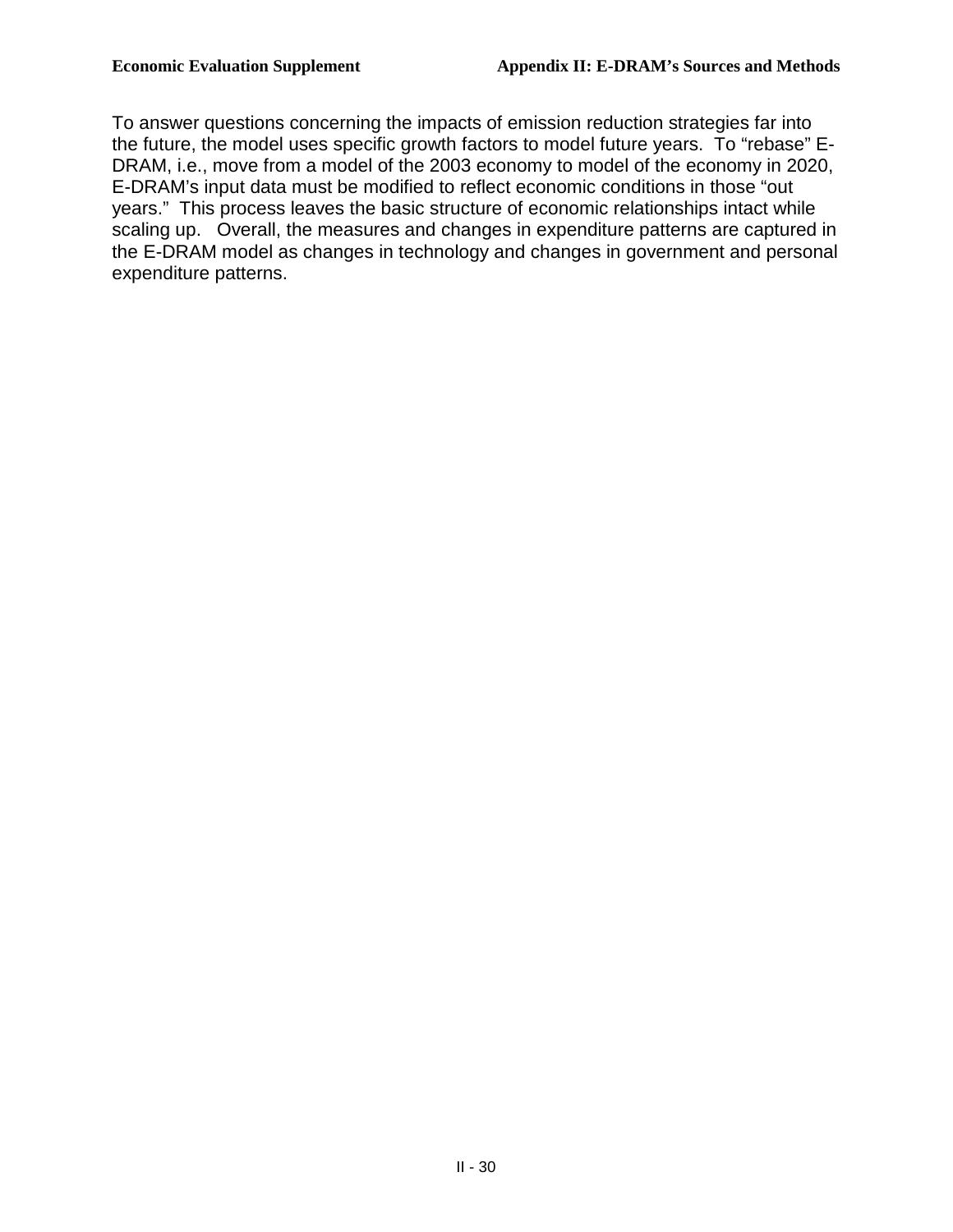To answer questions concerning the impacts of emission reduction strategies far into the future, the model uses specific growth factors to model future years. To "rebase" E-DRAM, i.e., move from a model of the 2003 economy to model of the economy in 2020, E-DRAM's input data must be modified to reflect economic conditions in those "out years." This process leaves the basic structure of economic relationships intact while scaling up. Overall, the measures and changes in expenditure patterns are captured in the E-DRAM model as changes in technology and changes in government and personal expenditure patterns.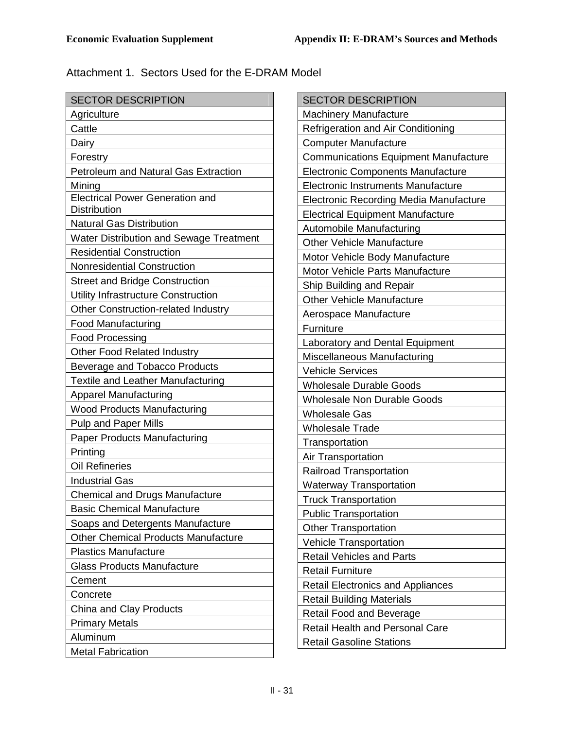Attachment 1. Sectors Used for the E-DRAM Model

| SECTOR DESCRIPTION |
| --- |
| Agriculture |
| Cattle |
| Dairy |
| Forestry |
| Petroleum and Natural Gas Extraction |
| Mining |
| Electrical Power Generation and Distribution |
| Natural Gas Distribution |
| Water Distribution and Sewage Treatment |
| Residential Construction |
| Nonresidential Construction |
| Street and Bridge Construction |
| Utility Infrastructure Construction |
| Other Construction-related Industry |
| Food Manufacturing |
| Food Processing |
| Other Food Related Industry |
| Beverage and Tobacco Products |
| Textile and Leather Manufacturing |
| Apparel Manufacturing |
| Wood Products Manufacturing |
| Pulp and Paper Mills |
| Paper Products Manufacturing |
| Printing |
| Oil Refineries |
| Industrial Gas |
| Chemical and Drugs Manufacture |
| Basic Chemical Manufacture |
| Soaps and Detergents Manufacture |
| Other Chemical Products Manufacture |
| Plastics Manufacture |
| Glass Products Manufacture |
| Cement |
| Concrete |
| China and Clay Products |
| Primary Metals |
| Aluminum |
| Metal Fabrication |

| SECTOR DESCRIPTION |
| --- |
| Machinery Manufacture |
| Refrigeration and Air Conditioning |
| Computer Manufacture |
| Communications Equipment Manufacture |
| Electronic Components Manufacture |
| Electronic Instruments Manufacture |
| Electronic Recording Media Manufacture |
| Electrical Equipment Manufacture |
| Automobile Manufacturing |
| Other Vehicle Manufacture |
| Motor Vehicle Body Manufacture |
| Motor Vehicle Parts Manufacture |
| Ship Building and Repair |
| Other Vehicle Manufacture |
| Aerospace Manufacture |
| Furniture |
| Laboratory and Dental Equipment |
| Miscellaneous Manufacturing |
| Vehicle Services |
| Wholesale Durable Goods |
| Wholesale Non Durable Goods |
| Wholesale Gas |
| Wholesale Trade |
| Transportation |
| Air Transportation |
| Railroad Transportation |
| Waterway Transportation |
| Truck Transportation |
| Public Transportation |
| Other Transportation |
| Vehicle Transportation |
| Retail Vehicles and Parts |
| Retail Furniture |
| Retail Electronics and Appliances |
| Retail Building Materials |
| Retail Food and Beverage |
| Retail Health and Personal Care |
| Retail Gasoline Stations |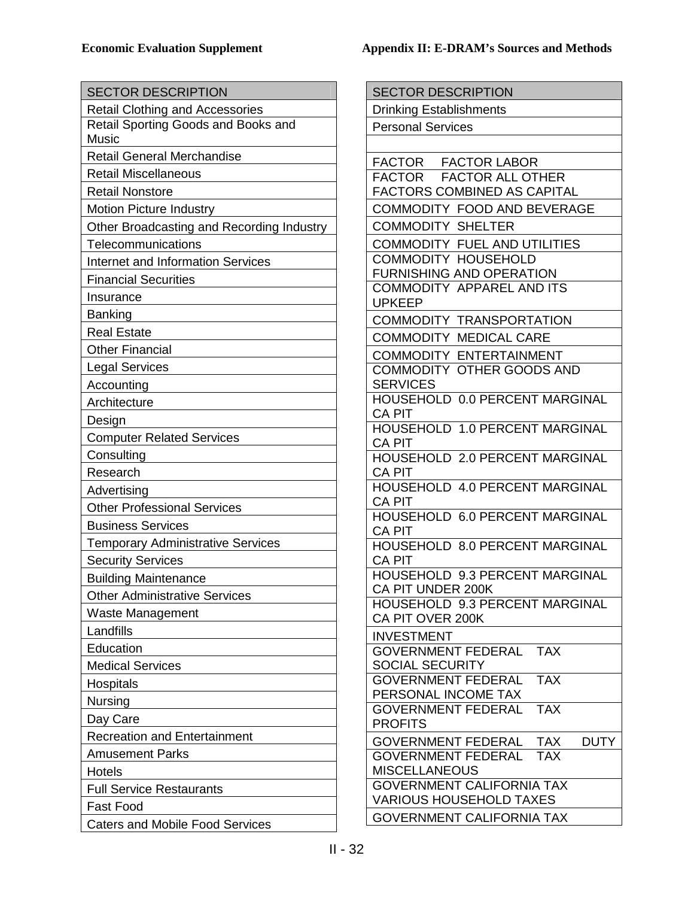| SECTOR DESCRIPTION |
| --- |
| Retail Clothing and Accessories |
| Retail Sporting Goods and Books and Music |
| Retail General Merchandise |
| Retail Miscellaneous |
| Retail Nonstore |
| Motion Picture Industry |
| Other Broadcasting and Recording Industry |
| Telecommunications |
| Internet and Information Services |
| Financial Securities |
| Insurance |
| Banking |
| Real Estate |
| Other Financial |
| Legal Services |
| Accounting |
| Architecture |
| Design |
| Computer Related Services |
| Consulting |
| Research |
| Advertising |
| Other Professional Services |
| Business Services |
| Temporary Administrative Services |
| Security Services |
| Building Maintenance |
| Other Administrative Services |
| Waste Management |
| Landfills |
| Education |
| Medical Services |
| Hospitals |
| Nursing |
| Day Care |
| Recreation and Entertainment |
| Amusement Parks |
| Hotels |
| Full Service Restaurants |
| Fast Food |
| Caters and Mobile Food Services |

| SECTOR DESCRIPTION |
| --- |
| Drinking Establishments |
| Personal Services |
| |
| FACTOR FACTOR LABOR |
| FACTOR FACTOR ALL OTHER FACTORS COMBINED AS CAPITAL |
| COMMODITY FOOD AND BEVERAGE |
| COMMODITY SHELTER |
| COMMODITY FUEL AND UTILITIES |
| COMMODITY HOUSEHOLD FURNISHING AND OPERATION |
| COMMODITY APPAREL AND ITS UPKEEP |
| COMMODITY TRANSPORTATION |
| COMMODITY MEDICAL CARE |
| COMMODITY ENTERTAINMENT |
| COMMODITY OTHER GOODS AND SERVICES |
| HOUSEHOLD 0.0 PERCENT MARGINAL CA PIT |
| HOUSEHOLD 1.0 PERCENT MARGINAL CA PIT |
| HOUSEHOLD 2.0 PERCENT MARGINAL CA PIT |
| HOUSEHOLD 4.0 PERCENT MARGINAL CA PIT |
| HOUSEHOLD 6.0 PERCENT MARGINAL CA PIT |
| HOUSEHOLD 8.0 PERCENT MARGINAL CA PIT |
| HOUSEHOLD 9.3 PERCENT MARGINAL CA PIT UNDER 200K |
| HOUSEHOLD 9.3 PERCENT MARGINAL CA PIT OVER 200K |
| INVESTMENT |
| GOVERNMENT FEDERAL TAX SOCIAL SECURITY |
| GOVERNMENT FEDERAL TAX PERSONAL INCOME TAX |
| GOVERNMENT FEDERAL TAX PROFITS |
| GOVERNMENT FEDERAL TAX DUTY |
| GOVERNMENT FEDERAL TAX MISCELLANEOUS |
| GOVERNMENT CALIFORNIA TAX VARIOUS HOUSEHOLD TAXES |
| GOVERNMENT CALIFORNIA TAX |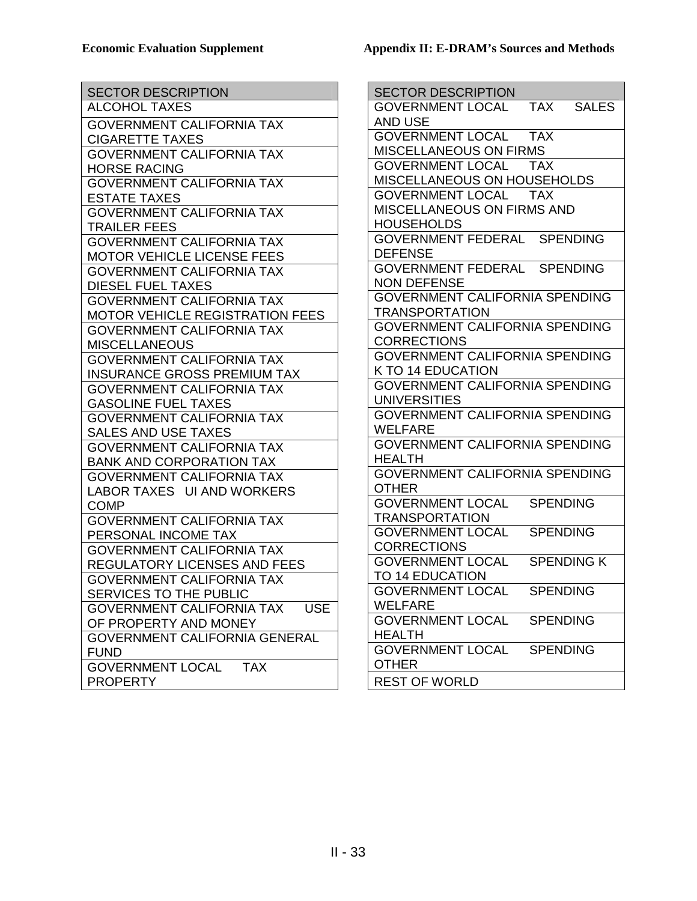| SECTOR DESCRIPTION |
| --- |
| ALCOHOL TAXES |
| GOVERNMENT CALIFORNIA TAX CIGARETTE TAXES |
| GOVERNMENT CALIFORNIA TAX HORSE RACING |
| GOVERNMENT CALIFORNIA TAX ESTATE TAXES |
| GOVERNMENT CALIFORNIA TAX TRAILER FEES |
| GOVERNMENT CALIFORNIA TAX MOTOR VEHICLE LICENSE FEES |
| GOVERNMENT CALIFORNIA TAX DIESEL FUEL TAXES |
| GOVERNMENT CALIFORNIA TAX MOTOR VEHICLE REGISTRATION FEES |
| GOVERNMENT CALIFORNIA TAX MISCELLANEOUS |
| GOVERNMENT CALIFORNIA TAX INSURANCE GROSS PREMIUM TAX |
| GOVERNMENT CALIFORNIA TAX GASOLINE FUEL TAXES |
| GOVERNMENT CALIFORNIA TAX SALES AND USE TAXES |
| GOVERNMENT CALIFORNIA TAX BANK AND CORPORATION TAX |
| GOVERNMENT CALIFORNIA TAX LABOR TAXES UI AND WORKERS COMP |
| GOVERNMENT CALIFORNIA TAX PERSONAL INCOME TAX |
| GOVERNMENT CALIFORNIA TAX REGULATORY LICENSES AND FEES |
| GOVERNMENT CALIFORNIA TAX SERVICES TO THE PUBLIC |
| GOVERNMENT CALIFORNIA TAX USE OF PROPERTY AND MONEY |
| GOVERNMENT CALIFORNIA GENERAL FUND |
| GOVERNMENT LOCAL TAX PROPERTY |

| SECTOR DESCRIPTION |
| --- |
| GOVERNMENT LOCAL TAX SALES AND USE |
| GOVERNMENT LOCAL TAX MISCELLANEOUS ON FIRMS |
| GOVERNMENT LOCAL TAX MISCELLANEOUS ON HOUSEHOLDS |
| GOVERNMENT LOCAL TAX MISCELLANEOUS ON FIRMS AND HOUSEHOLDS |
| GOVERNMENT FEDERAL SPENDING DEFENSE |
| GOVERNMENT FEDERAL SPENDING NON DEFENSE |
| GOVERNMENT CALIFORNIA SPENDING TRANSPORTATION |
| GOVERNMENT CALIFORNIA SPENDING CORRECTIONS |
| GOVERNMENT CALIFORNIA SPENDING K TO 14 EDUCATION |
| GOVERNMENT CALIFORNIA SPENDING UNIVERSITIES |
| GOVERNMENT CALIFORNIA SPENDING WELFARE |
| GOVERNMENT CALIFORNIA SPENDING HEALTH |
| GOVERNMENT CALIFORNIA SPENDING OTHER |
| GOVERNMENT LOCAL SPENDING TRANSPORTATION |
| GOVERNMENT LOCAL SPENDING CORRECTIONS |
| GOVERNMENT LOCAL SPENDING K TO 14 EDUCATION |
| GOVERNMENT LOCAL SPENDING WELFARE |
| GOVERNMENT LOCAL SPENDING HEALTH |
| GOVERNMENT LOCAL SPENDING OTHER |
| REST OF WORLD |